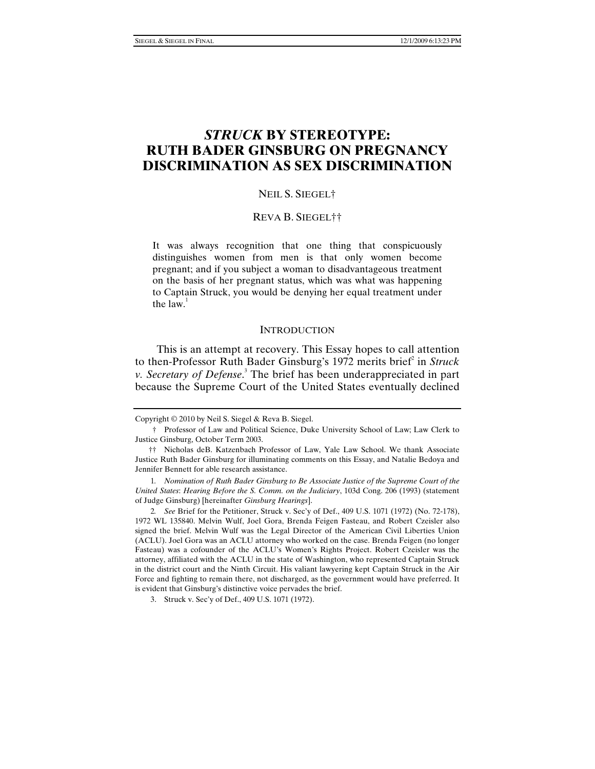# *STRUCK* BY STEREOTYPE: RUTH BADER GINSBURG ON PREGNANCY DISCRIMINATION AS SEX DISCRIMINATION

NEIL S. SIEGEL†

REVA B. SIEGEL††

> It was always recognition that one thing that conspicuously distinguishes women from men is that only women become pregnant; and if you subject a woman to disadvantageous treatment on the basis of her pregnant status, which was what was happening to Captain Struck, you would be denying her equal treatment under the law.[1]

## INTRODUCTION

This is an attempt at recovery. This Essay hopes to call attention to then-Professor Ruth Bader Ginsburg's 1972 merits brief[2] in *Struck v. Secretary of Defense*.[3] The brief has been underappreciated in part because the Supreme Court of the United States eventually declined

---

Copyright © 2010 by Neil S. Siegel & Reva B. Siegel.

† Professor of Law and Political Science, Duke University School of Law; Law Clerk to Justice Ginsburg, October Term 2003.

†† Nicholas deB. Katzenbach Professor of Law, Yale Law School. We thank Associate Justice Ruth Bader Ginsburg for illuminating comments on this Essay, and Natalie Bedoya and Jennifer Bennett for able research assistance.

1. *Nomination of Ruth Bader Ginsburg to Be Associate Justice of the Supreme Court of the United States*: *Hearing Before the S. Comm. on the Judiciary*, 103d Cong. 206 (1993) (statement of Judge Ginsburg) [hereinafter *Ginsburg Hearings*].

2. *See* Brief for the Petitioner, Struck v. Sec'y of Def., 409 U.S. 1071 (1972) (No. 72-178), 1972 WL 135840. Melvin Wulf, Joel Gora, Brenda Feigen Fasteau, and Robert Czeisler also signed the brief. Melvin Wulf was the Legal Director of the American Civil Liberties Union (ACLU). Joel Gora was an ACLU attorney who worked on the case. Brenda Feigen (no longer Fasteau) was a cofounder of the ACLU's Women's Rights Project. Robert Czeisler was the attorney, affiliated with the ACLU in the state of Washington, who represented Captain Struck in the district court and the Ninth Circuit. His valiant lawyering kept Captain Struck in the Air Force and fighting to remain there, not discharged, as the government would have preferred. It is evident that Ginsburg's distinctive voice pervades the brief.

3. Struck v. Sec'y of Def., 409 U.S. 1071 (1972).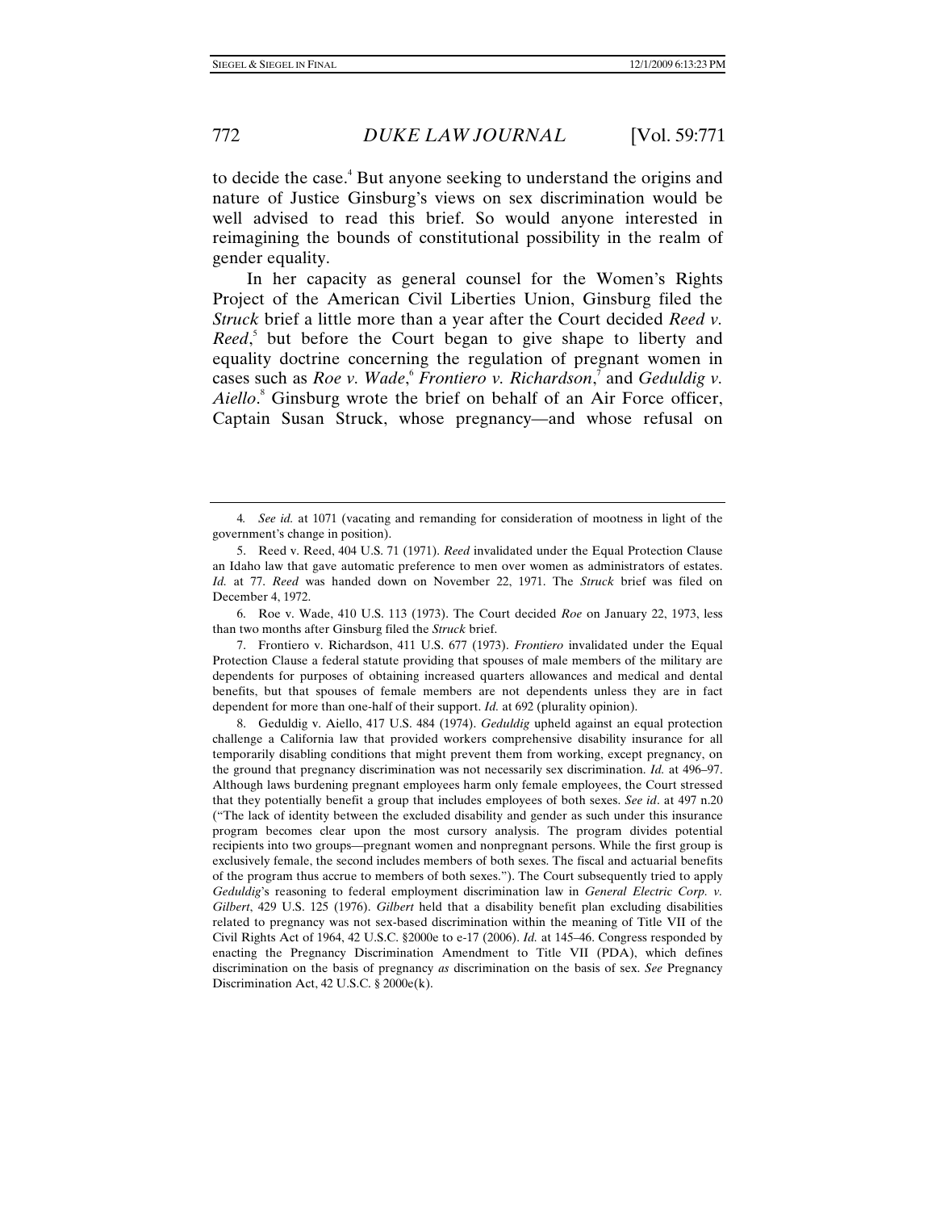to decide the case.[4] But anyone seeking to understand the origins and nature of Justice Ginsburg's views on sex discrimination would be well advised to read this brief. So would anyone interested in reimagining the bounds of constitutional possibility in the realm of gender equality.

In her capacity as general counsel for the Women's Rights Project of the American Civil Liberties Union, Ginsburg filed the *Struck* brief a little more than a year after the Court decided *Reed v. Reed*,[5] but before the Court began to give shape to liberty and equality doctrine concerning the regulation of pregnant women in cases such as *Roe v. Wade*,[6] *Frontiero v. Richardson*,[7] and *Geduldig v. Aiello*.[8] Ginsburg wrote the brief on behalf of an Air Force officer, Captain Susan Struck, whose pregnancy—and whose refusal on

---

4. *See id.* at 1071 (vacating and remanding for consideration of mootness in light of the government's change in position).

5. Reed v. Reed, 404 U.S. 71 (1971). *Reed* invalidated under the Equal Protection Clause an Idaho law that gave automatic preference to men over women as administrators of estates. *Id.* at 77. *Reed* was handed down on November 22, 1971. The *Struck* brief was filed on December 4, 1972.

6. Roe v. Wade, 410 U.S. 113 (1973). The Court decided *Roe* on January 22, 1973, less than two months after Ginsburg filed the *Struck* brief.

7. Frontiero v. Richardson, 411 U.S. 677 (1973). *Frontiero* invalidated under the Equal Protection Clause a federal statute providing that spouses of male members of the military are dependents for purposes of obtaining increased quarters allowances and medical and dental benefits, but that spouses of female members are not dependents unless they are in fact dependent for more than one-half of their support. *Id.* at 692 (plurality opinion).

8. Geduldig v. Aiello, 417 U.S. 484 (1974). *Geduldig* upheld against an equal protection challenge a California law that provided workers comprehensive disability insurance for all temporarily disabling conditions that might prevent them from working, except pregnancy, on the ground that pregnancy discrimination was not necessarily sex discrimination. *Id.* at 496–97. Although laws burdening pregnant employees harm only female employees, the Court stressed that they potentially benefit a group that includes employees of both sexes. *See id*. at 497 n.20 ("The lack of identity between the excluded disability and gender as such under this insurance program becomes clear upon the most cursory analysis. The program divides potential recipients into two groups—pregnant women and nonpregnant persons. While the first group is exclusively female, the second includes members of both sexes. The fiscal and actuarial benefits of the program thus accrue to members of both sexes."). The Court subsequently tried to apply *Geduldig*'s reasoning to federal employment discrimination law in *General Electric Corp. v. Gilbert*, 429 U.S. 125 (1976). *Gilbert* held that a disability benefit plan excluding disabilities related to pregnancy was not sex-based discrimination within the meaning of Title VII of the Civil Rights Act of 1964, 42 U.S.C. §2000e to e-17 (2006). *Id.* at 145–46. Congress responded by enacting the Pregnancy Discrimination Amendment to Title VII (PDA), which defines discrimination on the basis of pregnancy *as* discrimination on the basis of sex. *See* Pregnancy Discrimination Act, 42 U.S.C. § 2000e(k).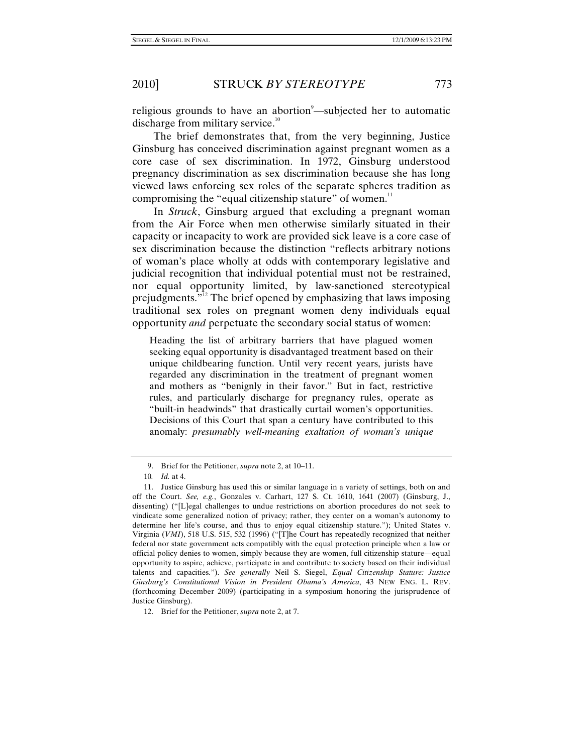religious grounds to have an abortion[9]—subjected her to automatic discharge from military service.[10]

The brief demonstrates that, from the very beginning, Justice Ginsburg has conceived discrimination against pregnant women as a core case of sex discrimination. In 1972, Ginsburg understood pregnancy discrimination as sex discrimination because she has long viewed laws enforcing sex roles of the separate spheres tradition as compromising the "equal citizenship stature" of women.[11]

In *Struck*, Ginsburg argued that excluding a pregnant woman from the Air Force when men otherwise similarly situated in their capacity or incapacity to work are provided sick leave is a core case of sex discrimination because the distinction "reflects arbitrary notions of woman's place wholly at odds with contemporary legislative and judicial recognition that individual potential must not be restrained, nor equal opportunity limited, by law-sanctioned stereotypical prejudgments."[12] The brief opened by emphasizing that laws imposing traditional sex roles on pregnant women deny individuals equal opportunity *and* perpetuate the secondary social status of women:

> Heading the list of arbitrary barriers that have plagued women seeking equal opportunity is disadvantaged treatment based on their unique childbearing function. Until very recent years, jurists have regarded any discrimination in the treatment of pregnant women and mothers as "benignly in their favor." But in fact, restrictive rules, and particularly discharge for pregnancy rules, operate as "built-in headwinds" that drastically curtail women's opportunities. Decisions of this Court that span a century have contributed to this anomaly: *presumably well-meaning exaltation of woman's unique*

---

9. Brief for the Petitioner, *supra* note 2, at 10–11.

10. *Id.* at 4.

11. Justice Ginsburg has used this or similar language in a variety of settings, both on and off the Court. *See, e.g.*, Gonzales v. Carhart, 127 S. Ct. 1610, 1641 (2007) (Ginsburg, J., dissenting) ("[L]egal challenges to undue restrictions on abortion procedures do not seek to vindicate some generalized notion of privacy; rather, they center on a woman's autonomy to determine her life's course, and thus to enjoy equal citizenship stature."); United States v. Virginia (*VMI*), 518 U.S. 515, 532 (1996) ("[T]he Court has repeatedly recognized that neither federal nor state government acts compatibly with the equal protection principle when a law or official policy denies to women, simply because they are women, full citizenship stature—equal opportunity to aspire, achieve, participate in and contribute to society based on their individual talents and capacities."). *See generally* Neil S. Siegel, *Equal Citizenship Stature: Justice Ginsburg's Constitutional Vision in President Obama's America*, 43 NEW ENG. L. REV. (forthcoming December 2009) (participating in a symposium honoring the jurisprudence of Justice Ginsburg).

12. Brief for the Petitioner, *supra* note 2, at 7.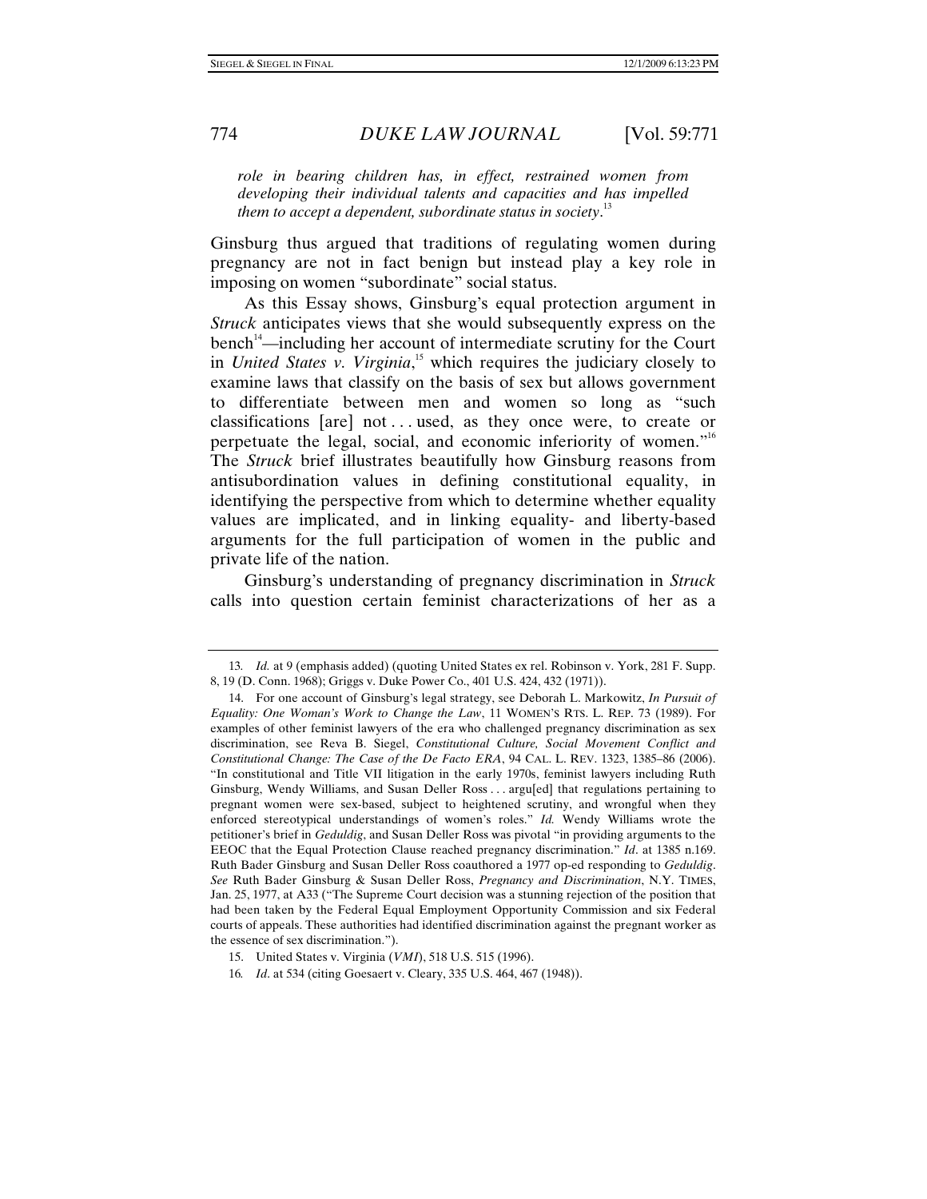*role in bearing children has, in effect, restrained women from developing their individual talents and capacities and has impelled them to accept a dependent, subordinate status in society*.[13]

Ginsburg thus argued that traditions of regulating women during pregnancy are not in fact benign but instead play a key role in imposing on women "subordinate" social status.

As this Essay shows, Ginsburg's equal protection argument in *Struck* anticipates views that she would subsequently express on the bench[14]—including her account of intermediate scrutiny for the Court in *United States v. Virginia*,[15] which requires the judiciary closely to examine laws that classify on the basis of sex but allows government to differentiate between men and women so long as "such classifications [are] not . . . used, as they once were, to create or perpetuate the legal, social, and economic inferiority of women."[16] The *Struck* brief illustrates beautifully how Ginsburg reasons from antisubordination values in defining constitutional equality, in identifying the perspective from which to determine whether equality values are implicated, and in linking equality- and liberty-based arguments for the full participation of women in the public and private life of the nation.

Ginsburg's understanding of pregnancy discrimination in *Struck* calls into question certain feminist characterizations of her as a

---

13. *Id.* at 9 (emphasis added) (quoting United States ex rel. Robinson v. York, 281 F. Supp. 8, 19 (D. Conn. 1968); Griggs v. Duke Power Co., 401 U.S. 424, 432 (1971)).

14. For one account of Ginsburg's legal strategy, see Deborah L. Markowitz, *In Pursuit of Equality: One Woman's Work to Change the Law*, 11 WOMEN'S RTS. L. REP. 73 (1989). For examples of other feminist lawyers of the era who challenged pregnancy discrimination as sex discrimination, see Reva B. Siegel, *Constitutional Culture, Social Movement Conflict and Constitutional Change: The Case of the De Facto ERA*, 94 CAL. L. REV. 1323, 1385–86 (2006). "In constitutional and Title VII litigation in the early 1970s, feminist lawyers including Ruth Ginsburg, Wendy Williams, and Susan Deller Ross . . . argu[ed] that regulations pertaining to pregnant women were sex-based, subject to heightened scrutiny, and wrongful when they enforced stereotypical understandings of women's roles." *Id.* Wendy Williams wrote the petitioner's brief in *Geduldig*, and Susan Deller Ross was pivotal "in providing arguments to the EEOC that the Equal Protection Clause reached pregnancy discrimination." *Id*. at 1385 n.169. Ruth Bader Ginsburg and Susan Deller Ross coauthored a 1977 op-ed responding to *Geduldig*. *See* Ruth Bader Ginsburg & Susan Deller Ross, *Pregnancy and Discrimination*, N.Y. TIMES, Jan. 25, 1977, at A33 ("The Supreme Court decision was a stunning rejection of the position that had been taken by the Federal Equal Employment Opportunity Commission and six Federal courts of appeals. These authorities had identified discrimination against the pregnant worker as the essence of sex discrimination.").

15. United States v. Virginia (*VMI*), 518 U.S. 515 (1996).

16. *Id*. at 534 (citing Goesaert v. Cleary, 335 U.S. 464, 467 (1948)).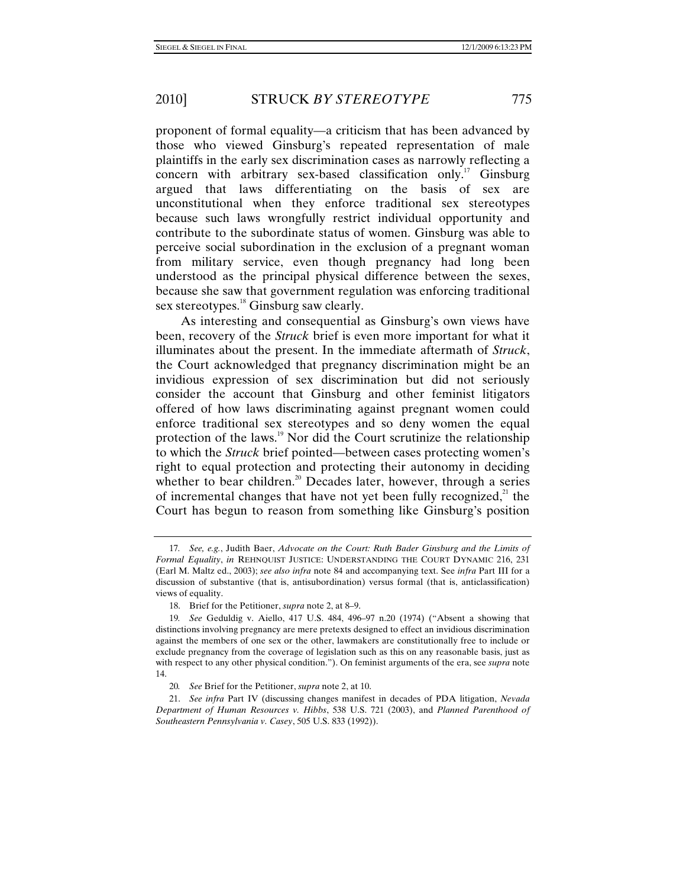proponent of formal equality—a criticism that has been advanced by those who viewed Ginsburg's repeated representation of male plaintiffs in the early sex discrimination cases as narrowly reflecting a concern with arbitrary sex-based classification only.[17] Ginsburg argued that laws differentiating on the basis of sex are unconstitutional when they enforce traditional sex stereotypes because such laws wrongfully restrict individual opportunity and contribute to the subordinate status of women. Ginsburg was able to perceive social subordination in the exclusion of a pregnant woman from military service, even though pregnancy had long been understood as the principal physical difference between the sexes, because she saw that government regulation was enforcing traditional sex stereotypes.[18] Ginsburg saw clearly.

As interesting and consequential as Ginsburg's own views have been, recovery of the *Struck* brief is even more important for what it illuminates about the present. In the immediate aftermath of *Struck*, the Court acknowledged that pregnancy discrimination might be an invidious expression of sex discrimination but did not seriously consider the account that Ginsburg and other feminist litigators offered of how laws discriminating against pregnant women could enforce traditional sex stereotypes and so deny women the equal protection of the laws.[19] Nor did the Court scrutinize the relationship to which the *Struck* brief pointed—between cases protecting women's right to equal protection and protecting their autonomy in deciding whether to bear children.[20] Decades later, however, through a series of incremental changes that have not yet been fully recognized,[21] the Court has begun to reason from something like Ginsburg's position

---

17. *See, e.g.*, Judith Baer, *Advocate on the Court: Ruth Bader Ginsburg and the Limits of Formal Equality*, *in* REHNQUIST JUSTICE: UNDERSTANDING THE COURT DYNAMIC 216, 231 (Earl M. Maltz ed., 2003); *see also infra* note 84 and accompanying text. See *infra* Part III for a discussion of substantive (that is, antisubordination) versus formal (that is, anticlassification) views of equality.

18. Brief for the Petitioner, *supra* note 2, at 8–9.

19. *See* Geduldig v. Aiello, 417 U.S. 484, 496–97 n.20 (1974) ("Absent a showing that distinctions involving pregnancy are mere pretexts designed to effect an invidious discrimination against the members of one sex or the other, lawmakers are constitutionally free to include or exclude pregnancy from the coverage of legislation such as this on any reasonable basis, just as with respect to any other physical condition."). On feminist arguments of the era, see *supra* note 14.

20. *See* Brief for the Petitioner, *supra* note 2, at 10.

21. *See infra* Part IV (discussing changes manifest in decades of PDA litigation, *Nevada Department of Human Resources v. Hibbs*, 538 U.S. 721 (2003), and *Planned Parenthood of Southeastern Pennsylvania v. Casey*, 505 U.S. 833 (1992)).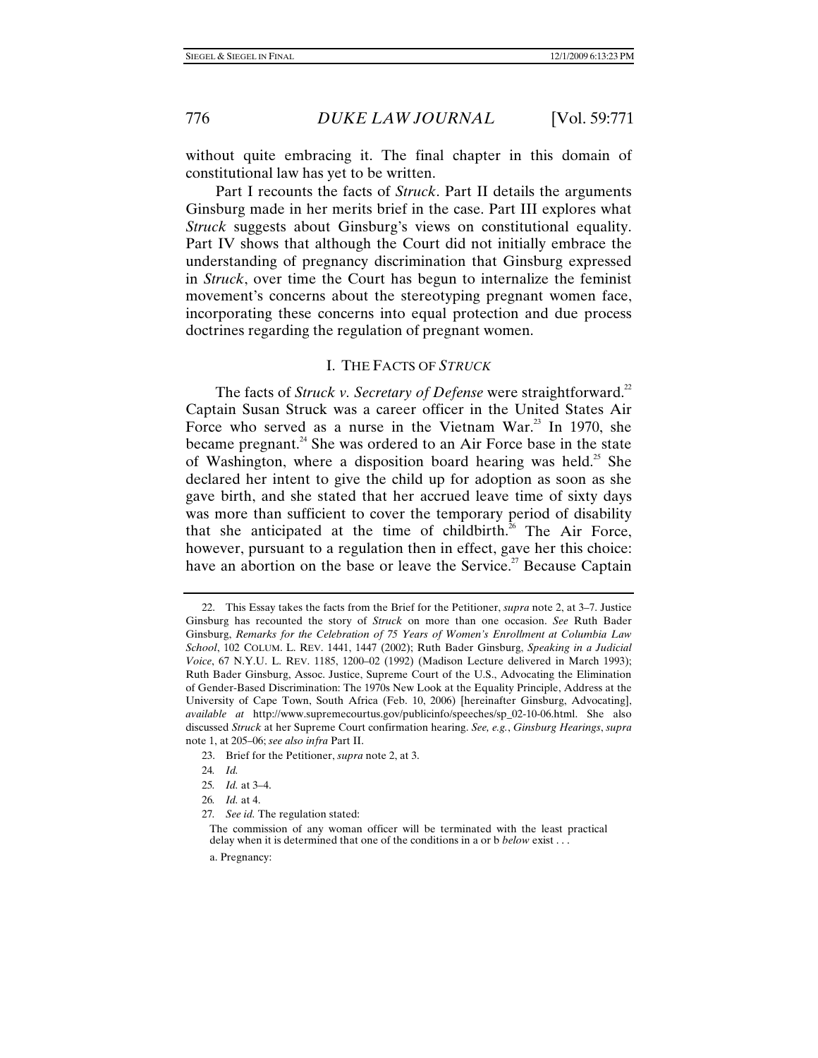without quite embracing it. The final chapter in this domain of constitutional law has yet to be written.

Part I recounts the facts of *Struck*. Part II details the arguments Ginsburg made in her merits brief in the case. Part III explores what *Struck* suggests about Ginsburg's views on constitutional equality. Part IV shows that although the Court did not initially embrace the understanding of pregnancy discrimination that Ginsburg expressed in *Struck*, over time the Court has begun to internalize the feminist movement's concerns about the stereotyping pregnant women face, incorporating these concerns into equal protection and due process doctrines regarding the regulation of pregnant women.

## I. THE FACTS OF *STRUCK*

The facts of *Struck v. Secretary of Defense* were straightforward.[22] Captain Susan Struck was a career officer in the United States Air Force who served as a nurse in the Vietnam War.[23] In 1970, she became pregnant.[24] She was ordered to an Air Force base in the state of Washington, where a disposition board hearing was held.[25] She declared her intent to give the child up for adoption as soon as she gave birth, and she stated that her accrued leave time of sixty days was more than sufficient to cover the temporary period of disability that she anticipated at the time of childbirth.[26] The Air Force, however, pursuant to a regulation then in effect, gave her this choice: have an abortion on the base or leave the Service.[27] Because Captain

---

22. This Essay takes the facts from the Brief for the Petitioner, *supra* note 2, at 3–7. Justice Ginsburg has recounted the story of *Struck* on more than one occasion. *See* Ruth Bader Ginsburg, *Remarks for the Celebration of 75 Years of Women's Enrollment at Columbia Law School*, 102 COLUM. L. REV. 1441, 1447 (2002); Ruth Bader Ginsburg, *Speaking in a Judicial Voice*, 67 N.Y.U. L. REV. 1185, 1200–02 (1992) (Madison Lecture delivered in March 1993); Ruth Bader Ginsburg, Assoc. Justice, Supreme Court of the U.S., Advocating the Elimination of Gender-Based Discrimination: The 1970s New Look at the Equality Principle, Address at the University of Cape Town, South Africa (Feb. 10, 2006) [hereinafter Ginsburg, Advocating], *available at* http://www.supremecourtus.gov/publicinfo/speeches/sp_02-10-06.html. She also discussed *Struck* at her Supreme Court confirmation hearing. *See, e.g.*, *Ginsburg Hearings*, *supra* note 1, at 205–06; *see also infra* Part II.

23. Brief for the Petitioner, *supra* note 2, at 3.

24. *Id.*

25. *Id.* at 3–4.

26. *Id.* at 4.

27. *See id.* The regulation stated:

> The commission of any woman officer will be terminated with the least practical delay when it is determined that one of the conditions in a or b *below* exist . . .
>
> a. Pregnancy: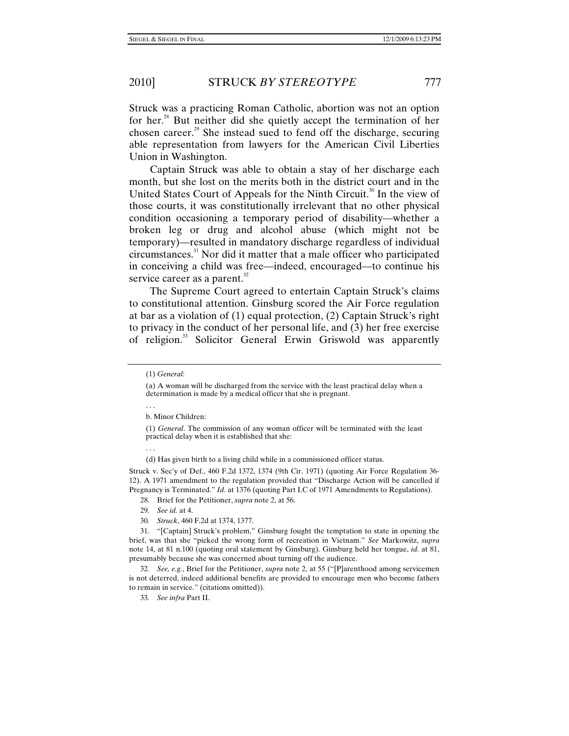Struck was a practicing Roman Catholic, abortion was not an option for her.[28] But neither did she quietly accept the termination of her chosen career.[29] She instead sued to fend off the discharge, securing able representation from lawyers for the American Civil Liberties Union in Washington.

Captain Struck was able to obtain a stay of her discharge each month, but she lost on the merits both in the district court and in the United States Court of Appeals for the Ninth Circuit.[30] In the view of those courts, it was constitutionally irrelevant that no other physical condition occasioning a temporary period of disability—whether a broken leg or drug and alcohol abuse (which might not be temporary)—resulted in mandatory discharge regardless of individual circumstances.[31] Nor did it matter that a male officer who participated in conceiving a child was free—indeed, encouraged—to continue his service career as a parent.[32]

The Supreme Court agreed to entertain Captain Struck's claims to constitutional attention. Ginsburg scored the Air Force regulation at bar as a violation of (1) equal protection, (2) Captain Struck's right to privacy in the conduct of her personal life, and (3) her free exercise of religion.[33] Solicitor General Erwin Griswold was apparently

---

(1) *General*:

(a) A woman will be discharged from the service with the least practical delay when a determination is made by a medical officer that she is pregnant.

. . .

b. Minor Children:

(1) *General*. The commission of any woman officer will be terminated with the least practical delay when it is established that she:

. . .

(d) Has given birth to a living child while in a commissioned officer status.

Struck v. Sec'y of Def., 460 F.2d 1372, 1374 (9th Cir. 1971) (quoting Air Force Regulation 36-12). A 1971 amendment to the regulation provided that "Discharge Action will be cancelled if Pregnancy is Terminated." *Id.* at 1376 (quoting Part I.C of 1971 Amendments to Regulations).

28. Brief for the Petitioner, *supra* note 2, at 56.

29. *See id.* at 4.

30. *Struck*, 460 F.2d at 1374, 1377.

31. "[Captain] Struck's problem," Ginsburg fought the temptation to state in opening the brief, was that she "picked the wrong form of recreation in Vietnam." *See* Markowitz, *supra* note 14, at 81 n.100 (quoting oral statement by Ginsburg). Ginsburg held her tongue, *id.* at 81, presumably because she was concerned about turning off the audience.

32. *See, e.g.*, Brief for the Petitioner, *supra* note 2, at 55 ("[P]arenthood among servicemen is not deterred, indeed additional benefits are provided to encourage men who become fathers to remain in service." (citations omitted)).

33. *See infra* Part II.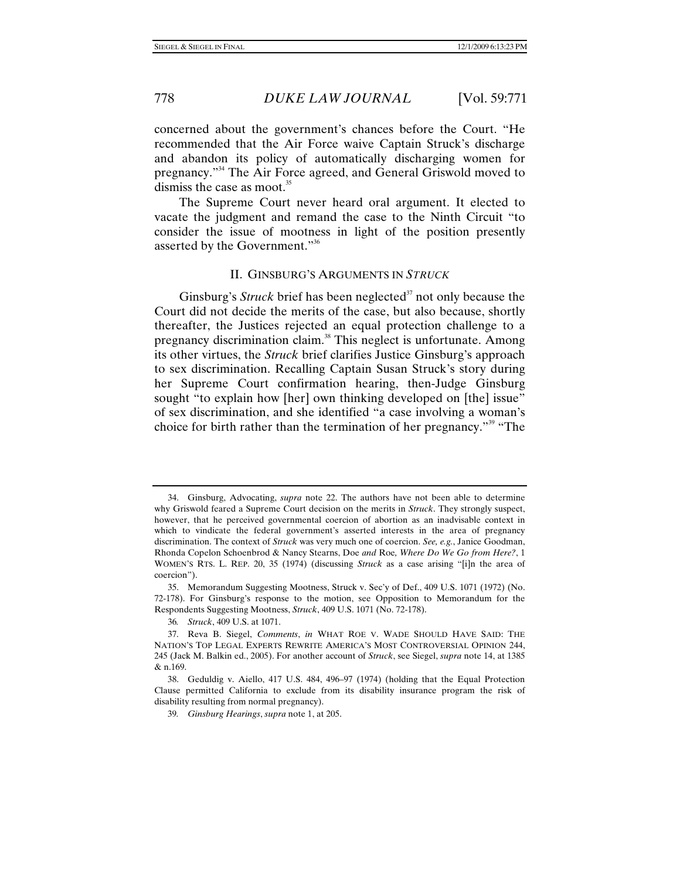concerned about the government's chances before the Court. "He recommended that the Air Force waive Captain Struck's discharge and abandon its policy of automatically discharging women for pregnancy."[34] The Air Force agreed, and General Griswold moved to dismiss the case as moot.[35]

The Supreme Court never heard oral argument. It elected to vacate the judgment and remand the case to the Ninth Circuit "to consider the issue of mootness in light of the position presently asserted by the Government."[36]

## II. GINSBURG'S ARGUMENTS IN *STRUCK*

Ginsburg's *Struck* brief has been neglected[37] not only because the Court did not decide the merits of the case, but also because, shortly thereafter, the Justices rejected an equal protection challenge to a pregnancy discrimination claim.[38] This neglect is unfortunate. Among its other virtues, the *Struck* brief clarifies Justice Ginsburg's approach to sex discrimination. Recalling Captain Susan Struck's story during her Supreme Court confirmation hearing, then-Judge Ginsburg sought "to explain how [her] own thinking developed on [the] issue" of sex discrimination, and she identified "a case involving a woman's choice for birth rather than the termination of her pregnancy."[39] "The

---

34. Ginsburg, Advocating, *supra* note 22. The authors have not been able to determine why Griswold feared a Supreme Court decision on the merits in *Struck*. They strongly suspect, however, that he perceived governmental coercion of abortion as an inadvisable context in which to vindicate the federal government's asserted interests in the area of pregnancy discrimination. The context of *Struck* was very much one of coercion. *See, e.g.*, Janice Goodman, Rhonda Copelon Schoenbrod & Nancy Stearns, Doe *and* Roe*, Where Do We Go from Here?*, 1 WOMEN'S RTS. L. REP. 20, 35 (1974) (discussing *Struck* as a case arising "[i]n the area of coercion").

35. Memorandum Suggesting Mootness, Struck v. Sec'y of Def., 409 U.S. 1071 (1972) (No. 72-178). For Ginsburg's response to the motion, see Opposition to Memorandum for the Respondents Suggesting Mootness, *Struck*, 409 U.S. 1071 (No. 72-178).

36. *Struck*, 409 U.S. at 1071.

37. Reva B. Siegel, *Comments*, *in* WHAT ROE V. WADE SHOULD HAVE SAID: THE NATION'S TOP LEGAL EXPERTS REWRITE AMERICA'S MOST CONTROVERSIAL OPINION 244, 245 (Jack M. Balkin ed., 2005). For another account of *Struck*, see Siegel, *supra* note 14, at 1385 & n.169.

38. Geduldig v. Aiello, 417 U.S. 484, 496–97 (1974) (holding that the Equal Protection Clause permitted California to exclude from its disability insurance program the risk of disability resulting from normal pregnancy).

39. *Ginsburg Hearings*, *supra* note 1, at 205.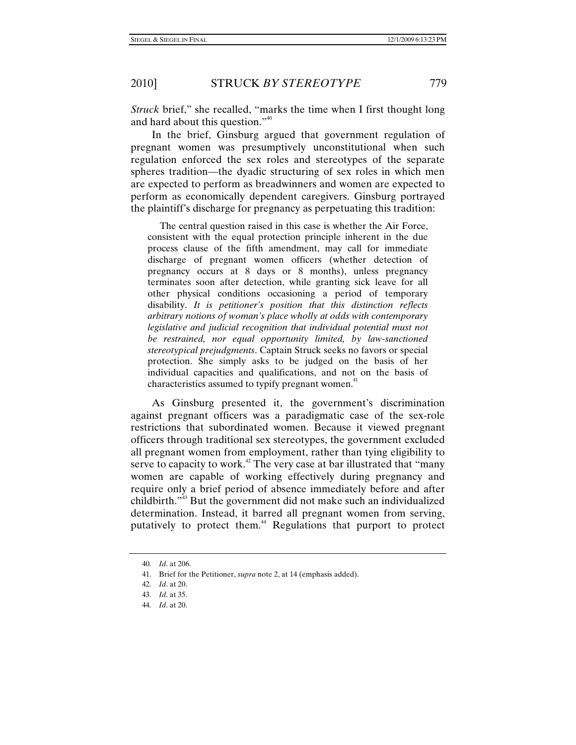*Struck* brief," she recalled, "marks the time when I first thought long and hard about this question."[40]

In the brief, Ginsburg argued that government regulation of pregnant women was presumptively unconstitutional when such regulation enforced the sex roles and stereotypes of the separate spheres tradition—the dyadic structuring of sex roles in which men are expected to perform as breadwinners and women are expected to perform as economically dependent caregivers. Ginsburg portrayed the plaintiff's discharge for pregnancy as perpetuating this tradition:

> The central question raised in this case is whether the Air Force, consistent with the equal protection principle inherent in the due process clause of the fifth amendment, may call for immediate discharge of pregnant women officers (whether detection of pregnancy occurs at 8 days or 8 months), unless pregnancy terminates soon after detection, while granting sick leave for all other physical conditions occasioning a period of temporary disability. *It is petitioner's position that this distinction reflects arbitrary notions of woman's place wholly at odds with contemporary legislative and judicial recognition that individual potential must not be restrained, nor equal opportunity limited, by law-sanctioned stereotypical prejudgments*. Captain Struck seeks no favors or special protection. She simply asks to be judged on the basis of her individual capacities and qualifications, and not on the basis of characteristics assumed to typify pregnant women.[41]

As Ginsburg presented it, the government's discrimination against pregnant officers was a paradigmatic case of the sex-role restrictions that subordinated women. Because it viewed pregnant officers through traditional sex stereotypes, the government excluded all pregnant women from employment, rather than tying eligibility to serve to capacity to work.[42] The very case at bar illustrated that "many women are capable of working effectively during pregnancy and require only a brief period of absence immediately before and after childbirth."[43] But the government did not make such an individualized determination. Instead, it barred all pregnant women from serving, putatively to protect them.[44] Regulations that purport to protect

---

40. *Id*. at 206.

41. Brief for the Petitioner, *supra* note 2, at 14 (emphasis added).

42. *Id*. at 20.

43. *Id*. at 35.

44. *Id*. at 20.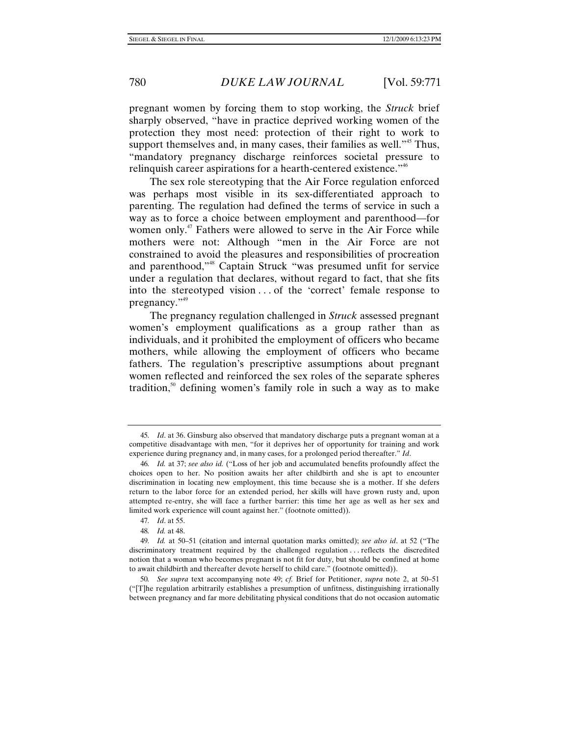pregnant women by forcing them to stop working, the *Struck* brief sharply observed, "have in practice deprived working women of the protection they most need: protection of their right to work to support themselves and, in many cases, their families as well."[45] Thus, "mandatory pregnancy discharge reinforces societal pressure to relinquish career aspirations for a hearth-centered existence."[46]

The sex role stereotyping that the Air Force regulation enforced was perhaps most visible in its sex-differentiated approach to parenting. The regulation had defined the terms of service in such a way as to force a choice between employment and parenthood—for women only.[47] Fathers were allowed to serve in the Air Force while mothers were not: Although "men in the Air Force are not constrained to avoid the pleasures and responsibilities of procreation and parenthood,"[48] Captain Struck "was presumed unfit for service under a regulation that declares, without regard to fact, that she fits into the stereotyped vision . . . of the 'correct' female response to pregnancy."[49]

The pregnancy regulation challenged in *Struck* assessed pregnant women's employment qualifications as a group rather than as individuals, and it prohibited the employment of officers who became mothers, while allowing the employment of officers who became fathers. The regulation's prescriptive assumptions about pregnant women reflected and reinforced the sex roles of the separate spheres tradition,[50] defining women's family role in such a way as to make

---

45. *Id*. at 36. Ginsburg also observed that mandatory discharge puts a pregnant woman at a competitive disadvantage with men, "for it deprives her of opportunity for training and work experience during pregnancy and, in many cases, for a prolonged period thereafter." *Id*.

46. *Id.* at 37; *see also id.* ("Loss of her job and accumulated benefits profoundly affect the choices open to her. No position awaits her after childbirth and she is apt to encounter discrimination in locating new employment, this time because she is a mother. If she defers return to the labor force for an extended period, her skills will have grown rusty and, upon attempted re-entry, she will face a further barrier: this time her age as well as her sex and limited work experience will count against her." (footnote omitted)).

47. *Id*. at 55.

48. *Id.* at 48.

49. *Id.* at 50–51 (citation and internal quotation marks omitted); *see also id*. at 52 ("The discriminatory treatment required by the challenged regulation . . . reflects the discredited notion that a woman who becomes pregnant is not fit for duty, but should be confined at home to await childbirth and thereafter devote herself to child care." (footnote omitted)).

50. *See supra* text accompanying note 49; *cf.* Brief for Petitioner, *supra* note 2, at 50–51 ("[T]he regulation arbitrarily establishes a presumption of unfitness, distinguishing irrationally between pregnancy and far more debilitating physical conditions that do not occasion automatic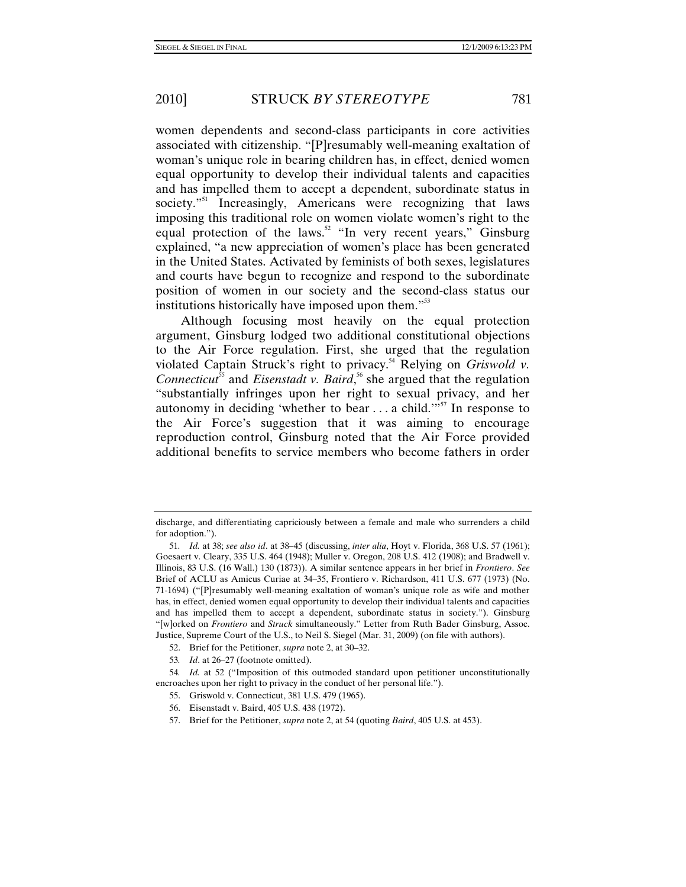women dependents and second-class participants in core activities associated with citizenship. "[P]resumably well-meaning exaltation of woman's unique role in bearing children has, in effect, denied women equal opportunity to develop their individual talents and capacities and has impelled them to accept a dependent, subordinate status in society."[51] Increasingly, Americans were recognizing that laws imposing this traditional role on women violate women's right to the equal protection of the laws.[52] "In very recent years," Ginsburg explained, "a new appreciation of women's place has been generated in the United States. Activated by feminists of both sexes, legislatures and courts have begun to recognize and respond to the subordinate position of women in our society and the second-class status our institutions historically have imposed upon them."[53]

Although focusing most heavily on the equal protection argument, Ginsburg lodged two additional constitutional objections to the Air Force regulation. First, she urged that the regulation violated Captain Struck's right to privacy.[54] Relying on *Griswold v. Connecticut*[55] and *Eisenstadt v. Baird*,[56] she argued that the regulation "substantially infringes upon her right to sexual privacy, and her autonomy in deciding 'whether to bear . . . a child.'"[57] In response to the Air Force's suggestion that it was aiming to encourage reproduction control, Ginsburg noted that the Air Force provided additional benefits to service members who become fathers in order

---

discharge, and differentiating capriciously between a female and male who surrenders a child for adoption.").

51. *Id.* at 38; *see also id*. at 38–45 (discussing, *inter alia*, Hoyt v. Florida, 368 U.S. 57 (1961); Goesaert v. Cleary, 335 U.S. 464 (1948); Muller v. Oregon, 208 U.S. 412 (1908); and Bradwell v. Illinois, 83 U.S. (16 Wall.) 130 (1873)). A similar sentence appears in her brief in *Frontiero*. *See* Brief of ACLU as Amicus Curiae at 34–35, Frontiero v. Richardson, 411 U.S. 677 (1973) (No. 71-1694) ("[P]resumably well-meaning exaltation of woman's unique role as wife and mother has, in effect, denied women equal opportunity to develop their individual talents and capacities and has impelled them to accept a dependent, subordinate status in society."). Ginsburg "[w]orked on *Frontiero* and *Struck* simultaneously." Letter from Ruth Bader Ginsburg, Assoc. Justice, Supreme Court of the U.S., to Neil S. Siegel (Mar. 31, 2009) (on file with authors).

52. Brief for the Petitioner, *supra* note 2, at 30–32.

53. *Id*. at 26–27 (footnote omitted).

54. *Id.* at 52 ("Imposition of this outmoded standard upon petitioner unconstitutionally encroaches upon her right to privacy in the conduct of her personal life.").

55. Griswold v. Connecticut, 381 U.S. 479 (1965).

56. Eisenstadt v. Baird, 405 U.S. 438 (1972).

57. Brief for the Petitioner, *supra* note 2, at 54 (quoting *Baird*, 405 U.S. at 453).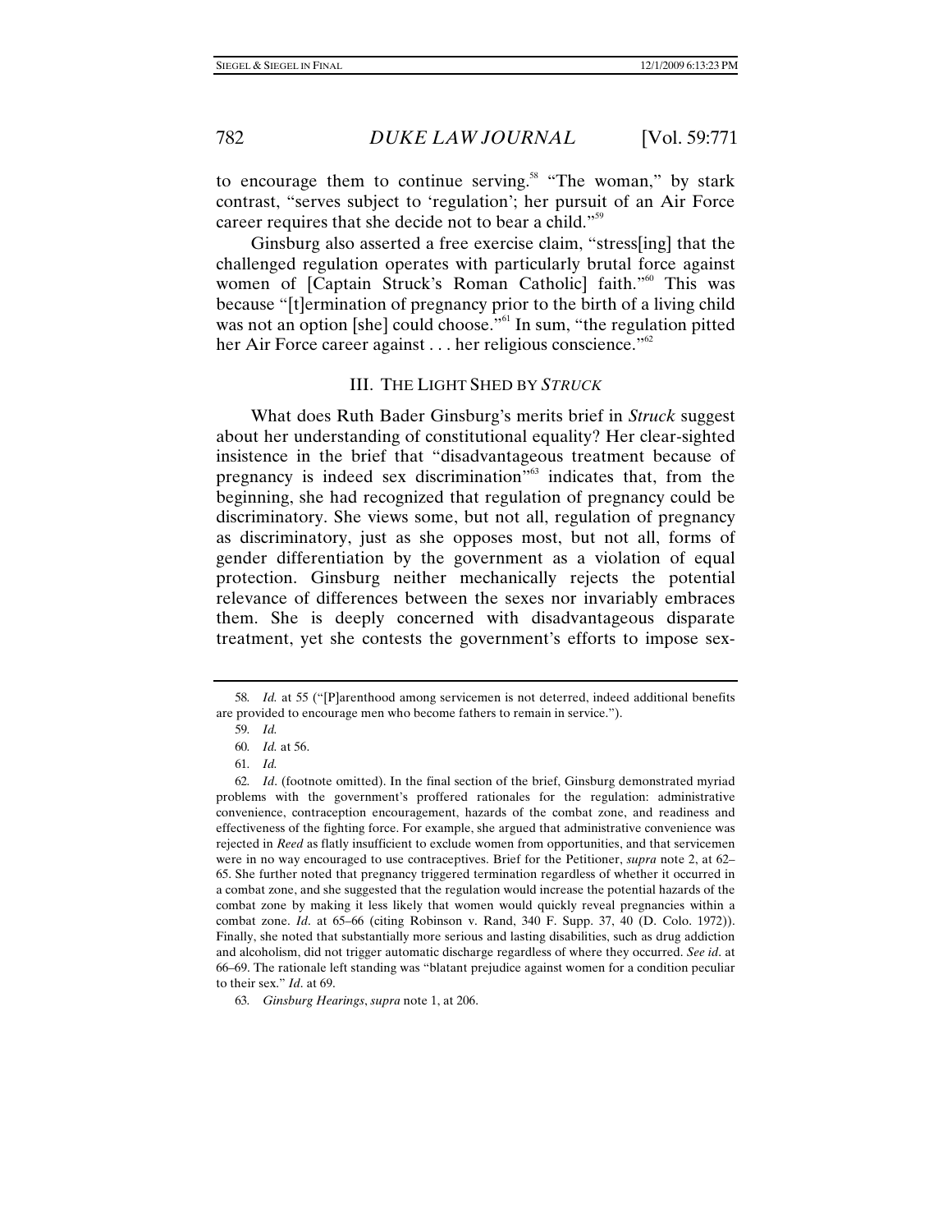to encourage them to continue serving.[58] "The woman," by stark contrast, "serves subject to 'regulation'; her pursuit of an Air Force career requires that she decide not to bear a child."[59]

Ginsburg also asserted a free exercise claim, "stress[ing] that the challenged regulation operates with particularly brutal force against women of [Captain Struck's Roman Catholic] faith."[60] This was because "[t]ermination of pregnancy prior to the birth of a living child was not an option [she] could choose."[61] In sum, "the regulation pitted her Air Force career against . . . her religious conscience."[62]

## III. THE LIGHT SHED BY *STRUCK*

What does Ruth Bader Ginsburg's merits brief in *Struck* suggest about her understanding of constitutional equality? Her clear-sighted insistence in the brief that "disadvantageous treatment because of pregnancy is indeed sex discrimination"[63] indicates that, from the beginning, she had recognized that regulation of pregnancy could be discriminatory. She views some, but not all, regulation of pregnancy as discriminatory, just as she opposes most, but not all, forms of gender differentiation by the government as a violation of equal protection. Ginsburg neither mechanically rejects the potential relevance of differences between the sexes nor invariably embraces them. She is deeply concerned with disadvantageous disparate treatment, yet she contests the government's efforts to impose sex-

---

58. *Id.* at 55 ("[P]arenthood among servicemen is not deterred, indeed additional benefits are provided to encourage men who become fathers to remain in service.").

59. *Id.*

60. *Id.* at 56.

61. *Id.*

62. *Id*. (footnote omitted). In the final section of the brief, Ginsburg demonstrated myriad problems with the government's proffered rationales for the regulation: administrative convenience, contraception encouragement, hazards of the combat zone, and readiness and effectiveness of the fighting force. For example, she argued that administrative convenience was rejected in *Reed* as flatly insufficient to exclude women from opportunities, and that servicemen were in no way encouraged to use contraceptives. Brief for the Petitioner, *supra* note 2, at 62–65. She further noted that pregnancy triggered termination regardless of whether it occurred in a combat zone, and she suggested that the regulation would increase the potential hazards of the combat zone by making it less likely that women would quickly reveal pregnancies within a combat zone. *Id*. at 65–66 (citing Robinson v. Rand, 340 F. Supp. 37, 40 (D. Colo. 1972)). Finally, she noted that substantially more serious and lasting disabilities, such as drug addiction and alcoholism, did not trigger automatic discharge regardless of where they occurred. *See id*. at 66–69. The rationale left standing was "blatant prejudice against women for a condition peculiar to their sex." *Id*. at 69.

63. *Ginsburg Hearings*, *supra* note 1, at 206.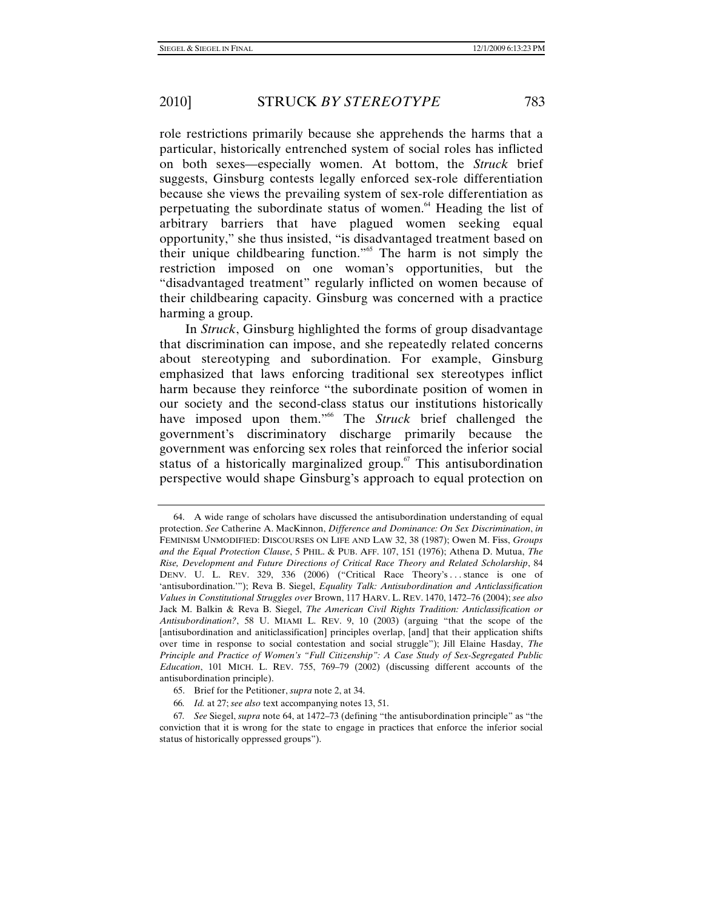role restrictions primarily because she apprehends the harms that a particular, historically entrenched system of social roles has inflicted on both sexes—especially women. At bottom, the *Struck* brief suggests, Ginsburg contests legally enforced sex-role differentiation because she views the prevailing system of sex-role differentiation as perpetuating the subordinate status of women.[64] Heading the list of arbitrary barriers that have plagued women seeking equal opportunity," she thus insisted, "is disadvantaged treatment based on their unique childbearing function."[65] The harm is not simply the restriction imposed on one woman's opportunities, but the "disadvantaged treatment" regularly inflicted on women because of their childbearing capacity. Ginsburg was concerned with a practice harming a group.

In *Struck*, Ginsburg highlighted the forms of group disadvantage that discrimination can impose, and she repeatedly related concerns about stereotyping and subordination. For example, Ginsburg emphasized that laws enforcing traditional sex stereotypes inflict harm because they reinforce "the subordinate position of women in our society and the second-class status our institutions historically have imposed upon them."[66] The *Struck* brief challenged the government's discriminatory discharge primarily because the government was enforcing sex roles that reinforced the inferior social status of a historically marginalized group.[67] This antisubordination perspective would shape Ginsburg's approach to equal protection on

---

64. A wide range of scholars have discussed the antisubordination understanding of equal protection. *See* Catherine A. MacKinnon, *Difference and Dominance: On Sex Discrimination*, *in* FEMINISM UNMODIFIED: DISCOURSES ON LIFE AND LAW 32, 38 (1987); Owen M. Fiss, *Groups and the Equal Protection Clause*, 5 PHIL. & PUB. AFF. 107, 151 (1976); Athena D. Mutua, *The Rise, Development and Future Directions of Critical Race Theory and Related Scholarship*, 84 DENV. U. L. REV. 329, 336 (2006) ("Critical Race Theory's . . . stance is one of 'antisubordination.'"); Reva B. Siegel, *Equality Talk: Antisubordination and Anticlassification Values in Constitutional Struggles over* Brown, 117 HARV. L. REV. 1470, 1472–76 (2004); *see also* Jack M. Balkin & Reva B. Siegel, *The American Civil Rights Tradition: Anticlassification or Antisubordination?*, 58 U. MIAMI L. REV. 9, 10 (2003) (arguing "that the scope of the [antisubordination and aniticlassification] principles overlap, [and] that their application shifts over time in response to social contestation and social struggle"); Jill Elaine Hasday, *The Principle and Practice of Women's "Full Citizenship": A Case Study of Sex-Segregated Public Education*, 101 MICH. L. REV. 755, 769–79 (2002) (discussing different accounts of the antisubordination principle).

65. Brief for the Petitioner, *supra* note 2, at 34.

66. *Id.* at 27; *see also* text accompanying notes 13, 51.

67. *See* Siegel, *supra* note 64, at 1472–73 (defining "the antisubordination principle" as "the conviction that it is wrong for the state to engage in practices that enforce the inferior social status of historically oppressed groups").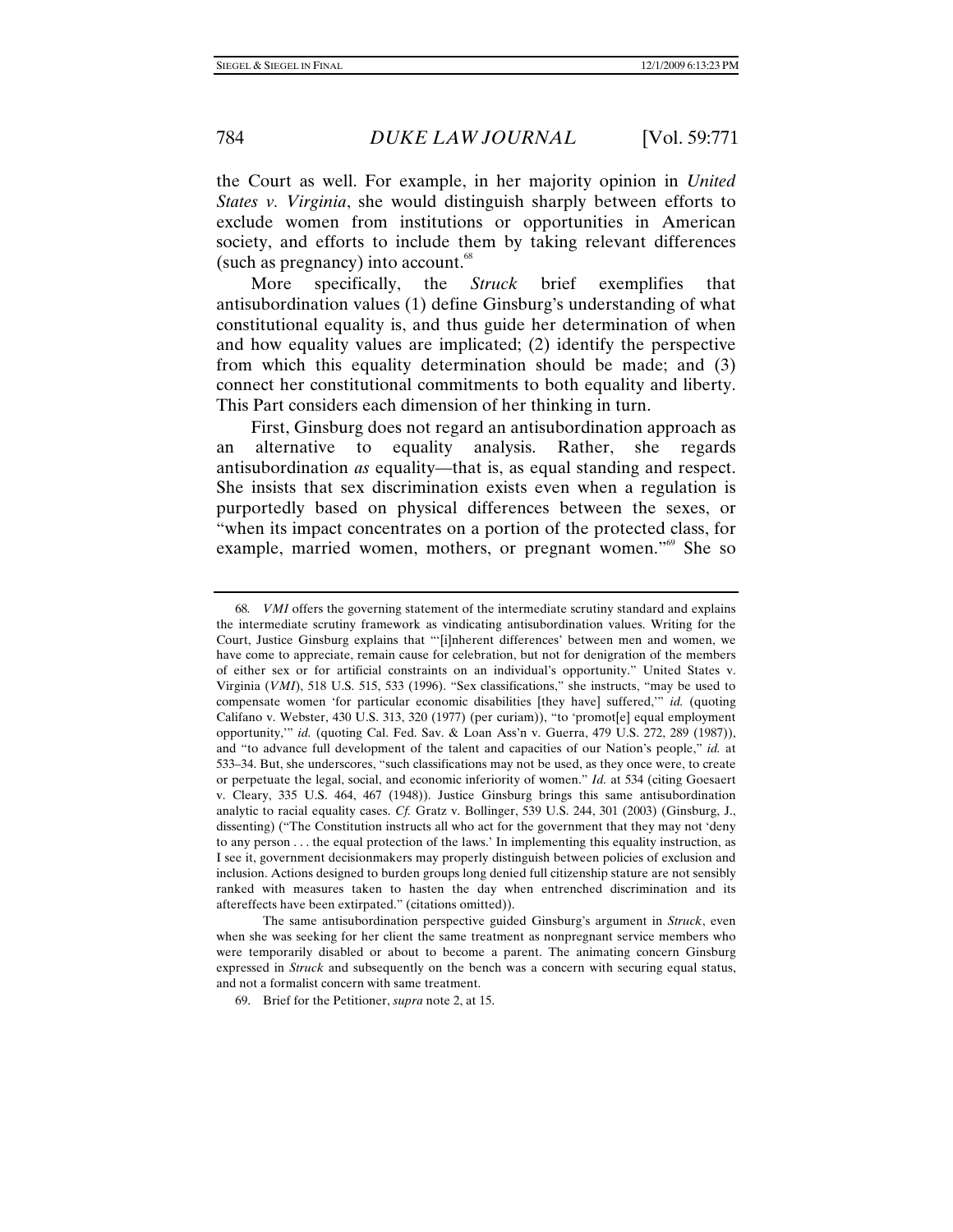the Court as well. For example, in her majority opinion in *United States v. Virginia*, she would distinguish sharply between efforts to exclude women from institutions or opportunities in American society, and efforts to include them by taking relevant differences (such as pregnancy) into account.[68]

More specifically, the *Struck* brief exemplifies that antisubordination values (1) define Ginsburg's understanding of what constitutional equality is, and thus guide her determination of when and how equality values are implicated; (2) identify the perspective from which this equality determination should be made; and (3) connect her constitutional commitments to both equality and liberty. This Part considers each dimension of her thinking in turn.

First, Ginsburg does not regard an antisubordination approach as an alternative to equality analysis. Rather, she regards antisubordination *as* equality—that is, as equal standing and respect. She insists that sex discrimination exists even when a regulation is purportedly based on physical differences between the sexes, or "when its impact concentrates on a portion of the protected class, for example, married women, mothers, or pregnant women."[69] She so

---

68. *VMI* offers the governing statement of the intermediate scrutiny standard and explains the intermediate scrutiny framework as vindicating antisubordination values. Writing for the Court, Justice Ginsburg explains that "'[i]nherent differences' between men and women, we have come to appreciate, remain cause for celebration, but not for denigration of the members of either sex or for artificial constraints on an individual's opportunity." United States v. Virginia (*VMI*), 518 U.S. 515, 533 (1996). "Sex classifications," she instructs, "may be used to compensate women 'for particular economic disabilities [they have] suffered,'" *id.* (quoting Califano v. Webster, 430 U.S. 313, 320 (1977) (per curiam)), "to 'promot[e] equal employment opportunity,'" *id.* (quoting Cal. Fed. Sav. & Loan Ass'n v. Guerra, 479 U.S. 272, 289 (1987)), and "to advance full development of the talent and capacities of our Nation's people," *id.* at 533–34. But, she underscores, "such classifications may not be used, as they once were, to create or perpetuate the legal, social, and economic inferiority of women." *Id.* at 534 (citing Goesaert v. Cleary, 335 U.S. 464, 467 (1948)). Justice Ginsburg brings this same antisubordination analytic to racial equality cases. *Cf.* Gratz v. Bollinger, 539 U.S. 244, 301 (2003) (Ginsburg, J., dissenting) ("The Constitution instructs all who act for the government that they may not 'deny to any person . . . the equal protection of the laws.' In implementing this equality instruction, as I see it, government decisionmakers may properly distinguish between policies of exclusion and inclusion. Actions designed to burden groups long denied full citizenship stature are not sensibly ranked with measures taken to hasten the day when entrenched discrimination and its aftereffects have been extirpated." (citations omitted)).

The same antisubordination perspective guided Ginsburg's argument in *Struck*, even when she was seeking for her client the same treatment as nonpregnant service members who were temporarily disabled or about to become a parent. The animating concern Ginsburg expressed in *Struck* and subsequently on the bench was a concern with securing equal status, and not a formalist concern with same treatment.

69. Brief for the Petitioner, *supra* note 2, at 15.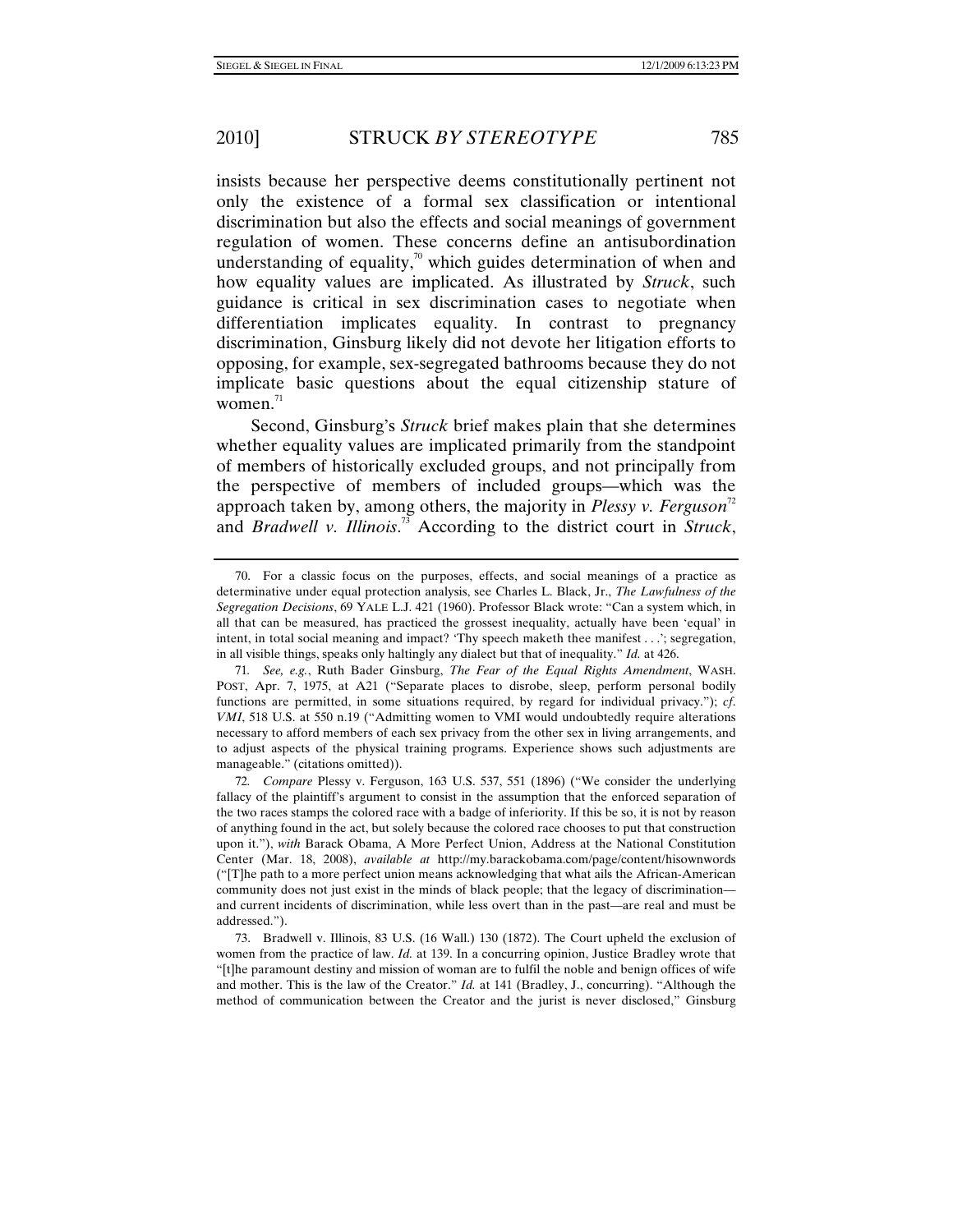insists because her perspective deems constitutionally pertinent not only the existence of a formal sex classification or intentional discrimination but also the effects and social meanings of government regulation of women. These concerns define an antisubordination understanding of equality,[70] which guides determination of when and how equality values are implicated. As illustrated by *Struck*, such guidance is critical in sex discrimination cases to negotiate when differentiation implicates equality. In contrast to pregnancy discrimination, Ginsburg likely did not devote her litigation efforts to opposing, for example, sex-segregated bathrooms because they do not implicate basic questions about the equal citizenship stature of women.[71]

Second, Ginsburg's *Struck* brief makes plain that she determines whether equality values are implicated primarily from the standpoint of members of historically excluded groups, and not principally from the perspective of members of included groups—which was the approach taken by, among others, the majority in *Plessy v. Ferguson*[72] and *Bradwell v. Illinois*.[73] According to the district court in *Struck*,

---

70. For a classic focus on the purposes, effects, and social meanings of a practice as determinative under equal protection analysis, see Charles L. Black, Jr., *The Lawfulness of the Segregation Decisions*, 69 YALE L.J. 421 (1960). Professor Black wrote: "Can a system which, in all that can be measured, has practiced the grossest inequality, actually have been 'equal' in intent, in total social meaning and impact? 'Thy speech maketh thee manifest . . .'; segregation, in all visible things, speaks only haltingly any dialect but that of inequality." *Id.* at 426.

71. *See, e.g.*, Ruth Bader Ginsburg, *The Fear of the Equal Rights Amendment*, WASH. POST, Apr. 7, 1975, at A21 ("Separate places to disrobe, sleep, perform personal bodily functions are permitted, in some situations required, by regard for individual privacy."); *cf. VMI*, 518 U.S. at 550 n.19 ("Admitting women to VMI would undoubtedly require alterations necessary to afford members of each sex privacy from the other sex in living arrangements, and to adjust aspects of the physical training programs. Experience shows such adjustments are manageable." (citations omitted)).

72. *Compare* Plessy v. Ferguson, 163 U.S. 537, 551 (1896) ("We consider the underlying fallacy of the plaintiff's argument to consist in the assumption that the enforced separation of the two races stamps the colored race with a badge of inferiority. If this be so, it is not by reason of anything found in the act, but solely because the colored race chooses to put that construction upon it."), *with* Barack Obama, A More Perfect Union, Address at the National Constitution Center (Mar. 18, 2008), *available at* http://my.barackobama.com/page/content/hisownwords ("[T]he path to a more perfect union means acknowledging that what ails the African-American community does not just exist in the minds of black people; that the legacy of discrimination—and current incidents of discrimination, while less overt than in the past—are real and must be addressed.").

73. Bradwell v. Illinois, 83 U.S. (16 Wall.) 130 (1872). The Court upheld the exclusion of women from the practice of law. *Id.* at 139. In a concurring opinion, Justice Bradley wrote that "[t]he paramount destiny and mission of woman are to fulfil the noble and benign offices of wife and mother. This is the law of the Creator." *Id.* at 141 (Bradley, J., concurring). "Although the method of communication between the Creator and the jurist is never disclosed," Ginsburg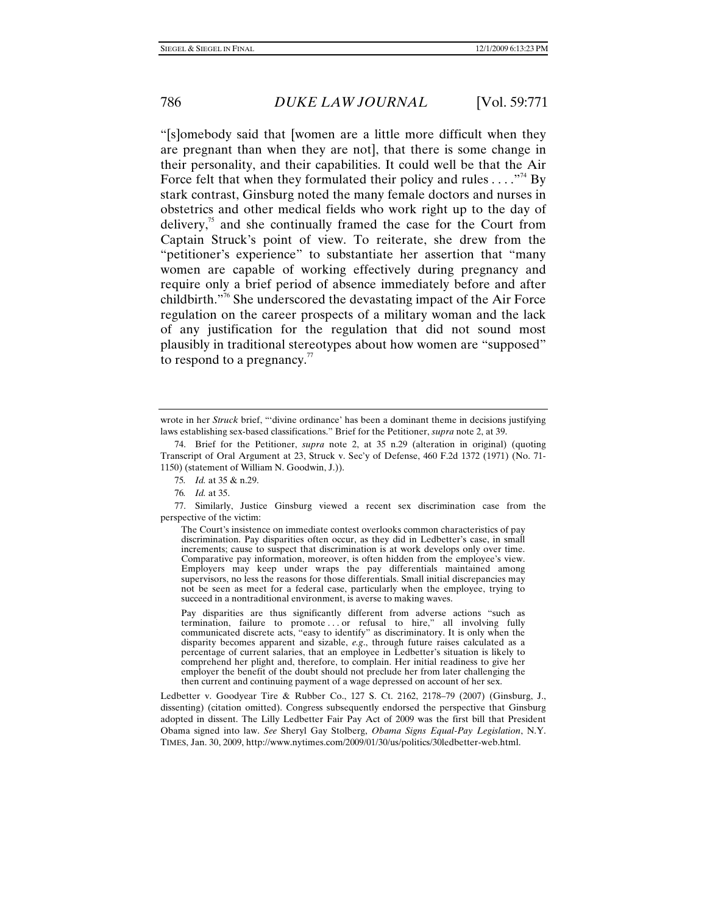"[s]omebody said that [women are a little more difficult when they are pregnant than when they are not], that there is some change in their personality, and their capabilities. It could well be that the Air Force felt that when they formulated their policy and rules . . . ."[74] By stark contrast, Ginsburg noted the many female doctors and nurses in obstetrics and other medical fields who work right up to the day of delivery,[75] and she continually framed the case for the Court from Captain Struck's point of view. To reiterate, she drew from the "petitioner's experience" to substantiate her assertion that "many women are capable of working effectively during pregnancy and require only a brief period of absence immediately before and after childbirth."[76] She underscored the devastating impact of the Air Force regulation on the career prospects of a military woman and the lack of any justification for the regulation that did not sound most plausibly in traditional stereotypes about how women are "supposed" to respond to a pregnancy.[77]

---

wrote in her *Struck* brief, "'divine ordinance' has been a dominant theme in decisions justifying laws establishing sex-based classifications." Brief for the Petitioner, *supra* note 2, at 39.

74. Brief for the Petitioner, *supra* note 2, at 35 n.29 (alteration in original) (quoting Transcript of Oral Argument at 23, Struck v. Sec'y of Defense, 460 F.2d 1372 (1971) (No. 71-1150) (statement of William N. Goodwin, J.)).

75. *Id.* at 35 & n.29.

76. *Id.* at 35.

77. Similarly, Justice Ginsburg viewed a recent sex discrimination case from the perspective of the victim:

> The Court's insistence on immediate contest overlooks common characteristics of pay discrimination. Pay disparities often occur, as they did in Ledbetter's case, in small increments; cause to suspect that discrimination is at work develops only over time. Comparative pay information, moreover, is often hidden from the employee's view. Employers may keep under wraps the pay differentials maintained among supervisors, no less the reasons for those differentials. Small initial discrepancies may not be seen as meet for a federal case, particularly when the employee, trying to succeed in a nontraditional environment, is averse to making waves.
>
> Pay disparities are thus significantly different from adverse actions "such as termination, failure to promote . . . or refusal to hire," all involving fully communicated discrete acts, "easy to identify" as discriminatory. It is only when the disparity becomes apparent and sizable, *e.g*., through future raises calculated as a percentage of current salaries, that an employee in Ledbetter's situation is likely to comprehend her plight and, therefore, to complain. Her initial readiness to give her employer the benefit of the doubt should not preclude her from later challenging the then current and continuing payment of a wage depressed on account of her sex.

Ledbetter v. Goodyear Tire & Rubber Co., 127 S. Ct. 2162, 2178–79 (2007) (Ginsburg, J., dissenting) (citation omitted). Congress subsequently endorsed the perspective that Ginsburg adopted in dissent. The Lilly Ledbetter Fair Pay Act of 2009 was the first bill that President Obama signed into law. *See* Sheryl Gay Stolberg, *Obama Signs Equal-Pay Legislation*, N.Y. TIMES, Jan. 30, 2009, http://www.nytimes.com/2009/01/30/us/politics/30ledbetter-web.html.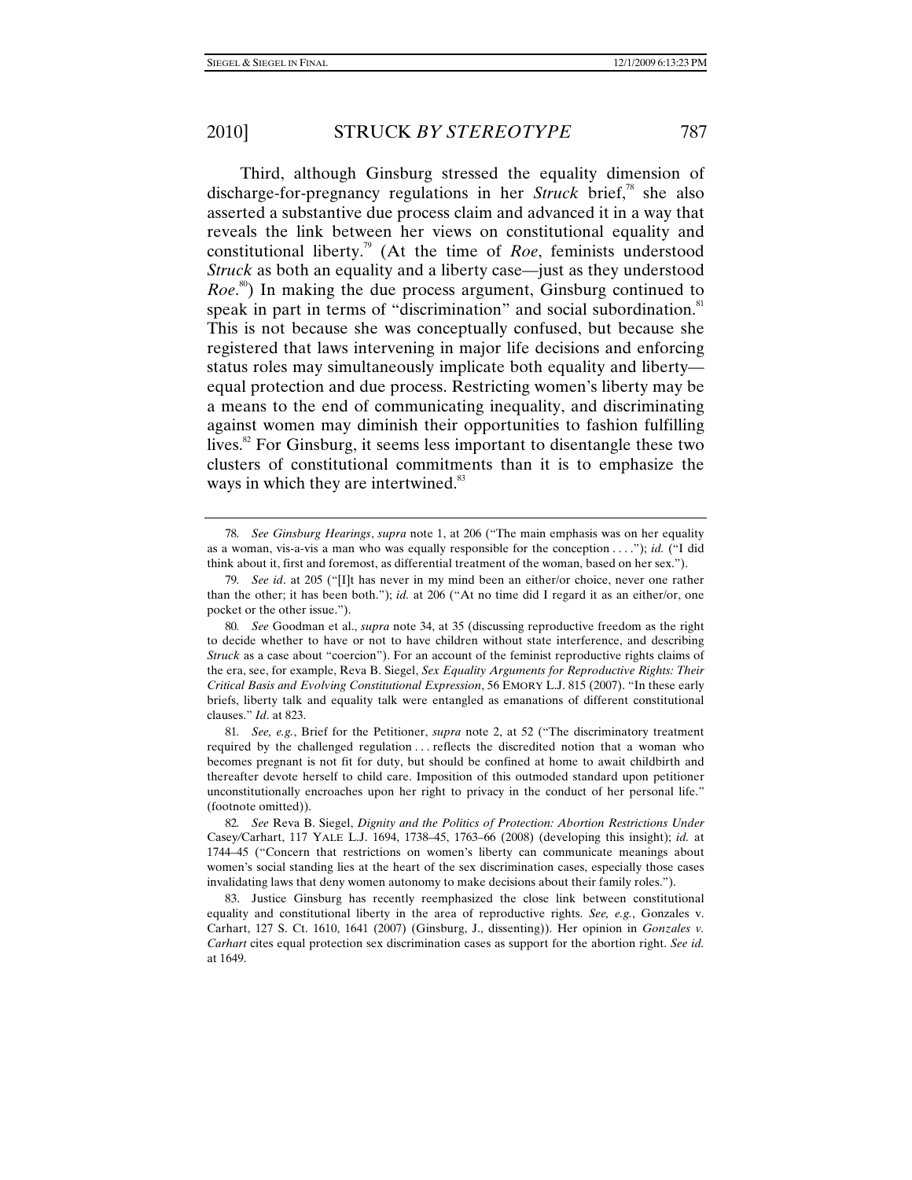Third, although Ginsburg stressed the equality dimension of discharge-for-pregnancy regulations in her *Struck* brief,[78] she also asserted a substantive due process claim and advanced it in a way that reveals the link between her views on constitutional equality and constitutional liberty.[79] (At the time of *Roe*, feminists understood *Struck* as both an equality and a liberty case—just as they understood *Roe*.[80]) In making the due process argument, Ginsburg continued to speak in part in terms of "discrimination" and social subordination.[81] This is not because she was conceptually confused, but because she registered that laws intervening in major life decisions and enforcing status roles may simultaneously implicate both equality and liberty—equal protection and due process. Restricting women's liberty may be a means to the end of communicating inequality, and discriminating against women may diminish their opportunities to fashion fulfilling lives.[82] For Ginsburg, it seems less important to disentangle these two clusters of constitutional commitments than it is to emphasize the ways in which they are intertwined.[83]

---

78. *See Ginsburg Hearings*, *supra* note 1, at 206 ("The main emphasis was on her equality as a woman, vis-a-vis a man who was equally responsible for the conception . . . ."); *id.* ("I did think about it, first and foremost, as differential treatment of the woman, based on her sex.").

79. *See id*. at 205 ("[I]t has never in my mind been an either/or choice, never one rather than the other; it has been both."); *id.* at 206 ("At no time did I regard it as an either/or, one pocket or the other issue.").

80. *See* Goodman et al., *supra* note 34, at 35 (discussing reproductive freedom as the right to decide whether to have or not to have children without state interference, and describing *Struck* as a case about "coercion"). For an account of the feminist reproductive rights claims of the era, see, for example, Reva B. Siegel, *Sex Equality Arguments for Reproductive Rights: Their Critical Basis and Evolving Constitutional Expression*, 56 EMORY L.J. 815 (2007). "In these early briefs, liberty talk and equality talk were entangled as emanations of different constitutional clauses." *Id*. at 823.

81. *See, e.g.*, Brief for the Petitioner, *supra* note 2, at 52 ("The discriminatory treatment required by the challenged regulation . . . reflects the discredited notion that a woman who becomes pregnant is not fit for duty, but should be confined at home to await childbirth and thereafter devote herself to child care. Imposition of this outmoded standard upon petitioner unconstitutionally encroaches upon her right to privacy in the conduct of her personal life." (footnote omitted)).

82. *See* Reva B. Siegel, *Dignity and the Politics of Protection: Abortion Restrictions Under* Casey*/*Carhart, 117 YALE L.J. 1694, 1738–45, 1763–66 (2008) (developing this insight); *id.* at 1744–45 ("Concern that restrictions on women's liberty can communicate meanings about women's social standing lies at the heart of the sex discrimination cases, especially those cases invalidating laws that deny women autonomy to make decisions about their family roles.").

83. Justice Ginsburg has recently reemphasized the close link between constitutional equality and constitutional liberty in the area of reproductive rights. *See, e.g.*, Gonzales v. Carhart, 127 S. Ct. 1610, 1641 (2007) (Ginsburg, J., dissenting)). Her opinion in *Gonzales v. Carhart* cites equal protection sex discrimination cases as support for the abortion right. *See id.* at 1649.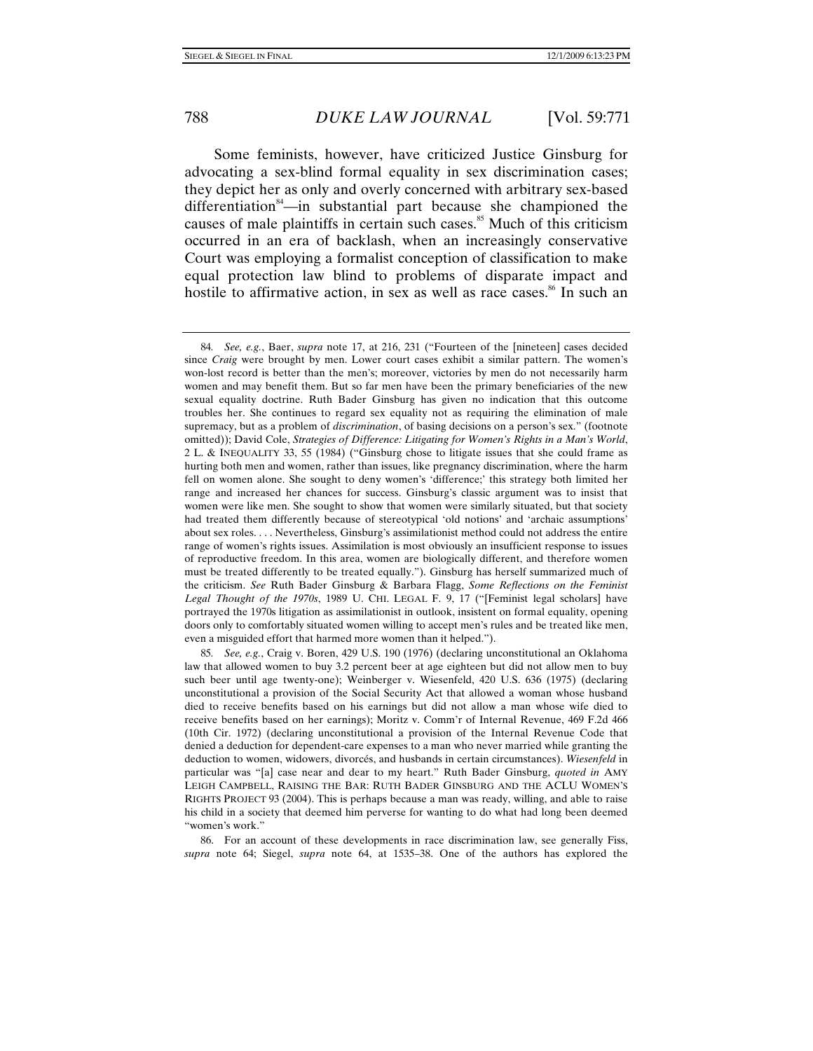Some feminists, however, have criticized Justice Ginsburg for advocating a sex-blind formal equality in sex discrimination cases; they depict her as only and overly concerned with arbitrary sex-based differentiation[84]—in substantial part because she championed the causes of male plaintiffs in certain such cases.[85] Much of this criticism occurred in an era of backlash, when an increasingly conservative Court was employing a formalist conception of classification to make equal protection law blind to problems of disparate impact and hostile to affirmative action, in sex as well as race cases.[86] In such an

---

84. *See, e.g.*, Baer, *supra* note 17, at 216, 231 ("Fourteen of the [nineteen] cases decided since *Craig* were brought by men. Lower court cases exhibit a similar pattern. The women's won-lost record is better than the men's; moreover, victories by men do not necessarily harm women and may benefit them. But so far men have been the primary beneficiaries of the new sexual equality doctrine. Ruth Bader Ginsburg has given no indication that this outcome troubles her. She continues to regard sex equality not as requiring the elimination of male supremacy, but as a problem of *discrimination*, of basing decisions on a person's sex." (footnote omitted)); David Cole, *Strategies of Difference: Litigating for Women's Rights in a Man's World*, 2 L. & INEQUALITY 33, 55 (1984) ("Ginsburg chose to litigate issues that she could frame as hurting both men and women, rather than issues, like pregnancy discrimination, where the harm fell on women alone. She sought to deny women's 'difference;' this strategy both limited her range and increased her chances for success. Ginsburg's classic argument was to insist that women were like men. She sought to show that women were similarly situated, but that society had treated them differently because of stereotypical 'old notions' and 'archaic assumptions' about sex roles. . . . Nevertheless, Ginsburg's assimilationist method could not address the entire range of women's rights issues. Assimilation is most obviously an insufficient response to issues of reproductive freedom. In this area, women are biologically different, and therefore women must be treated differently to be treated equally."). Ginsburg has herself summarized much of the criticism. *See* Ruth Bader Ginsburg & Barbara Flagg, *Some Reflections on the Feminist Legal Thought of the 1970s*, 1989 U. CHI. LEGAL F. 9, 17 ("[Feminist legal scholars] have portrayed the 1970s litigation as assimilationist in outlook, insistent on formal equality, opening doors only to comfortably situated women willing to accept men's rules and be treated like men, even a misguided effort that harmed more women than it helped.").

85. *See, e.g.*, Craig v. Boren, 429 U.S. 190 (1976) (declaring unconstitutional an Oklahoma law that allowed women to buy 3.2 percent beer at age eighteen but did not allow men to buy such beer until age twenty-one); Weinberger v. Wiesenfeld, 420 U.S. 636 (1975) (declaring unconstitutional a provision of the Social Security Act that allowed a woman whose husband died to receive benefits based on his earnings but did not allow a man whose wife died to receive benefits based on her earnings); Moritz v. Comm'r of Internal Revenue, 469 F.2d 466 (10th Cir. 1972) (declaring unconstitutional a provision of the Internal Revenue Code that denied a deduction for dependent-care expenses to a man who never married while granting the deduction to women, widowers, divorcés, and husbands in certain circumstances). *Wiesenfeld* in particular was "[a] case near and dear to my heart." Ruth Bader Ginsburg, *quoted in* AMY LEIGH CAMPBELL, RAISING THE BAR: RUTH BADER GINSBURG AND THE ACLU WOMEN'S RIGHTS PROJECT 93 (2004). This is perhaps because a man was ready, willing, and able to raise his child in a society that deemed him perverse for wanting to do what had long been deemed "women's work."

86. For an account of these developments in race discrimination law, see generally Fiss, *supra* note 64; Siegel, *supra* note 64, at 1535–38. One of the authors has explored the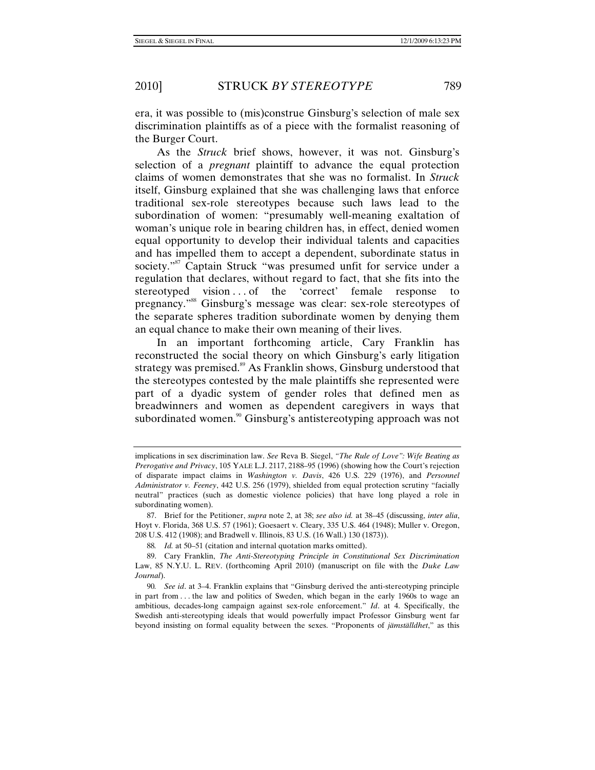era, it was possible to (mis)construe Ginsburg's selection of male sex discrimination plaintiffs as of a piece with the formalist reasoning of the Burger Court.

As the *Struck* brief shows, however, it was not. Ginsburg's selection of a *pregnant* plaintiff to advance the equal protection claims of women demonstrates that she was no formalist. In *Struck* itself, Ginsburg explained that she was challenging laws that enforce traditional sex-role stereotypes because such laws lead to the subordination of women: "presumably well-meaning exaltation of woman's unique role in bearing children has, in effect, denied women equal opportunity to develop their individual talents and capacities and has impelled them to accept a dependent, subordinate status in society."[87] Captain Struck "was presumed unfit for service under a regulation that declares, without regard to fact, that she fits into the stereotyped vision . . . of the 'correct' female response to pregnancy."[88] Ginsburg's message was clear: sex-role stereotypes of the separate spheres tradition subordinate women by denying them an equal chance to make their own meaning of their lives.

In an important forthcoming article, Cary Franklin has reconstructed the social theory on which Ginsburg's early litigation strategy was premised.[89] As Franklin shows, Ginsburg understood that the stereotypes contested by the male plaintiffs she represented were part of a dyadic system of gender roles that defined men as breadwinners and women as dependent caregivers in ways that subordinated women.[90] Ginsburg's antistereotyping approach was not

---

implications in sex discrimination law. *See* Reva B. Siegel, *"The Rule of Love": Wife Beating as Prerogative and Privacy*, 105 YALE L.J. 2117, 2188–95 (1996) (showing how the Court's rejection of disparate impact claims in *Washington v. Davis*, 426 U.S. 229 (1976), and *Personnel Administrator v. Feeney*, 442 U.S. 256 (1979), shielded from equal protection scrutiny "facially neutral" practices (such as domestic violence policies) that have long played a role in subordinating women).

87. Brief for the Petitioner, *supra* note 2, at 38; *see also id.* at 38–45 (discussing, *inter alia*, Hoyt v. Florida, 368 U.S. 57 (1961); Goesaert v. Cleary, 335 U.S. 464 (1948); Muller v. Oregon, 208 U.S. 412 (1908); and Bradwell v. Illinois, 83 U.S. (16 Wall.) 130 (1873)).

88. *Id.* at 50–51 (citation and internal quotation marks omitted).

89. Cary Franklin, *The Anti-Stereotyping Principle in Constitutional Sex Discrimination* Law, 85 N.Y.U. L. REV. (forthcoming April 2010) (manuscript on file with the *Duke Law Journal*).

90. *See id*. at 3–4. Franklin explains that "Ginsburg derived the anti-stereotyping principle in part from . . . the law and politics of Sweden, which began in the early 1960s to wage an ambitious, decades-long campaign against sex-role enforcement." *Id*. at 4. Specifically, the Swedish anti-stereotyping ideals that would powerfully impact Professor Ginsburg went far beyond insisting on formal equality between the sexes. "Proponents of *jämställdhet*," as this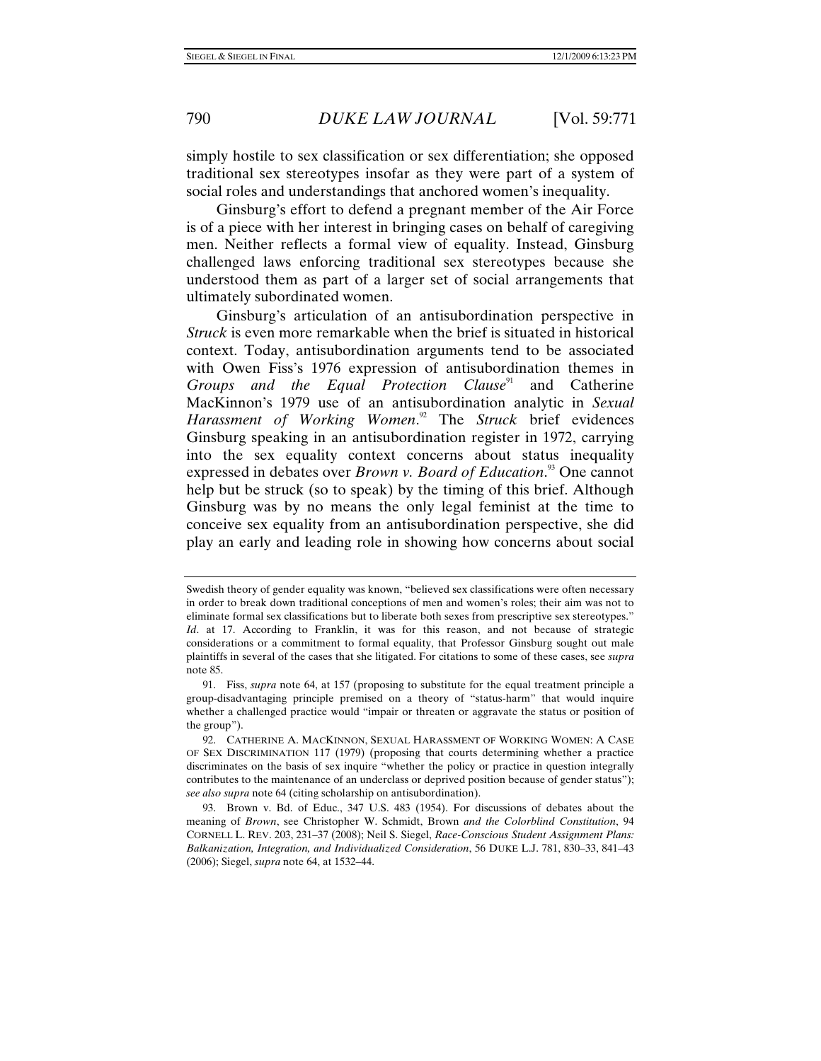simply hostile to sex classification or sex differentiation; she opposed traditional sex stereotypes insofar as they were part of a system of social roles and understandings that anchored women's inequality.

Ginsburg's effort to defend a pregnant member of the Air Force is of a piece with her interest in bringing cases on behalf of caregiving men. Neither reflects a formal view of equality. Instead, Ginsburg challenged laws enforcing traditional sex stereotypes because she understood them as part of a larger set of social arrangements that ultimately subordinated women.

Ginsburg's articulation of an antisubordination perspective in *Struck* is even more remarkable when the brief is situated in historical context. Today, antisubordination arguments tend to be associated with Owen Fiss's 1976 expression of antisubordination themes in *Groups and the Equal Protection Clause*[91] and Catherine MacKinnon's 1979 use of an antisubordination analytic in *Sexual Harassment of Working Women*.[92] The *Struck* brief evidences Ginsburg speaking in an antisubordination register in 1972, carrying into the sex equality context concerns about status inequality expressed in debates over *Brown v. Board of Education*.[93] One cannot help but be struck (so to speak) by the timing of this brief. Although Ginsburg was by no means the only legal feminist at the time to conceive sex equality from an antisubordination perspective, she did play an early and leading role in showing how concerns about social

---

Swedish theory of gender equality was known, "believed sex classifications were often necessary in order to break down traditional conceptions of men and women's roles; their aim was not to eliminate formal sex classifications but to liberate both sexes from prescriptive sex stereotypes." *Id*. at 17. According to Franklin, it was for this reason, and not because of strategic considerations or a commitment to formal equality, that Professor Ginsburg sought out male plaintiffs in several of the cases that she litigated. For citations to some of these cases, see *supra* note 85.

91. Fiss, *supra* note 64, at 157 (proposing to substitute for the equal treatment principle a group-disadvantaging principle premised on a theory of "status-harm" that would inquire whether a challenged practice would "impair or threaten or aggravate the status or position of the group").

92. CATHERINE A. MACKINNON, SEXUAL HARASSMENT OF WORKING WOMEN: A CASE OF SEX DISCRIMINATION 117 (1979) (proposing that courts determining whether a practice discriminates on the basis of sex inquire "whether the policy or practice in question integrally contributes to the maintenance of an underclass or deprived position because of gender status"); *see also supra* note 64 (citing scholarship on antisubordination).

93. Brown v. Bd. of Educ., 347 U.S. 483 (1954). For discussions of debates about the meaning of *Brown*, see Christopher W. Schmidt, Brown *and the Colorblind Constitution*, 94 CORNELL L. REV. 203, 231–37 (2008); Neil S. Siegel, *Race-Conscious Student Assignment Plans: Balkanization, Integration, and Individualized Consideration*, 56 DUKE L.J. 781, 830–33, 841–43 (2006); Siegel, *supra* note 64, at 1532–44.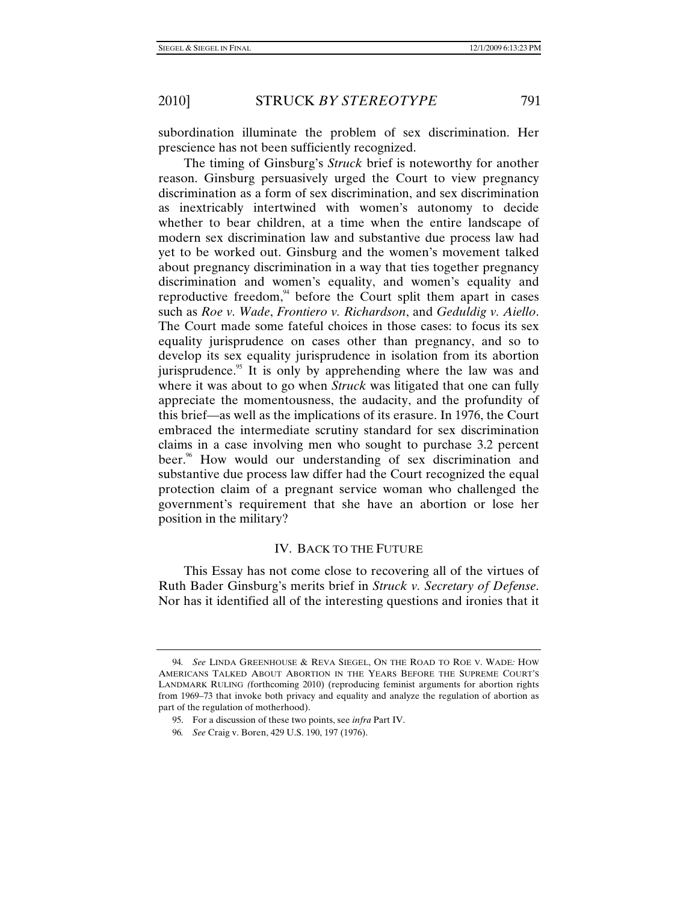subordination illuminate the problem of sex discrimination. Her prescience has not been sufficiently recognized.

The timing of Ginsburg's *Struck* brief is noteworthy for another reason. Ginsburg persuasively urged the Court to view pregnancy discrimination as a form of sex discrimination, and sex discrimination as inextricably intertwined with women's autonomy to decide whether to bear children, at a time when the entire landscape of modern sex discrimination law and substantive due process law had yet to be worked out. Ginsburg and the women's movement talked about pregnancy discrimination in a way that ties together pregnancy discrimination and women's equality, and women's equality and reproductive freedom,[94] before the Court split them apart in cases such as *Roe v. Wade*, *Frontiero v. Richardson*, and *Geduldig v. Aiello*. The Court made some fateful choices in those cases: to focus its sex equality jurisprudence on cases other than pregnancy, and so to develop its sex equality jurisprudence in isolation from its abortion jurisprudence.[95] It is only by apprehending where the law was and where it was about to go when *Struck* was litigated that one can fully appreciate the momentousness, the audacity, and the profundity of this brief—as well as the implications of its erasure. In 1976, the Court embraced the intermediate scrutiny standard for sex discrimination claims in a case involving men who sought to purchase 3.2 percent beer.[96] How would our understanding of sex discrimination and substantive due process law differ had the Court recognized the equal protection claim of a pregnant service woman who challenged the government's requirement that she have an abortion or lose her position in the military?

## IV. BACK TO THE FUTURE

This Essay has not come close to recovering all of the virtues of Ruth Bader Ginsburg's merits brief in *Struck v. Secretary of Defense*. Nor has it identified all of the interesting questions and ironies that it

---

94. *See* LINDA GREENHOUSE & REVA SIEGEL, ON THE ROAD TO ROE V. WADE: HOW AMERICANS TALKED ABOUT ABORTION IN THE YEARS BEFORE THE SUPREME COURT'S LANDMARK RULING (forthcoming 2010) (reproducing feminist arguments for abortion rights from 1969–73 that invoke both privacy and equality and analyze the regulation of abortion as part of the regulation of motherhood).

95. For a discussion of these two points, see *infra* Part IV.

96. *See* Craig v. Boren, 429 U.S. 190, 197 (1976).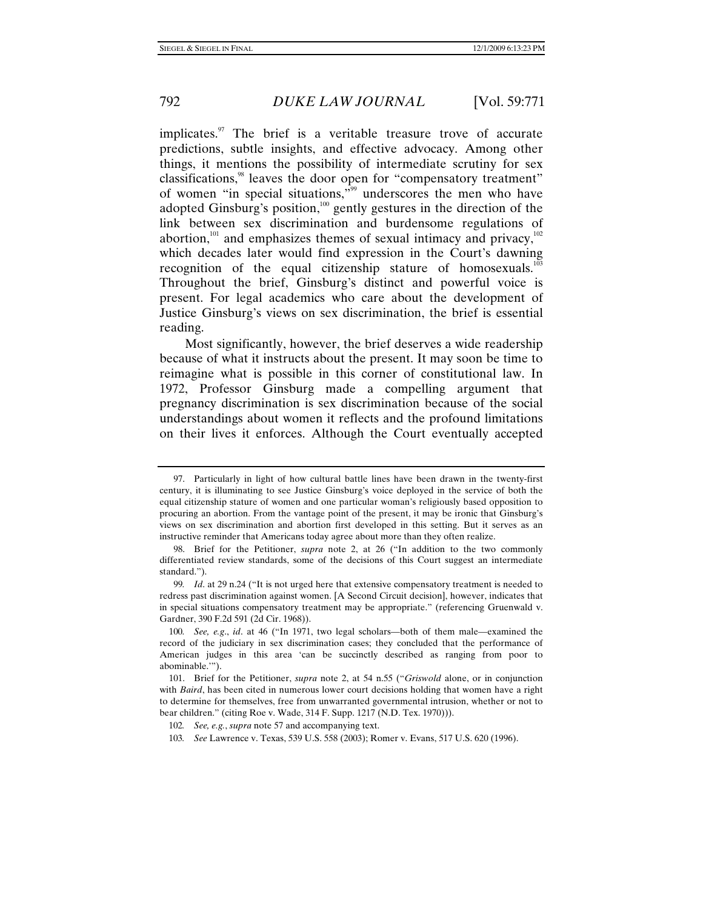implicates.[97] The brief is a veritable treasure trove of accurate predictions, subtle insights, and effective advocacy. Among other things, it mentions the possibility of intermediate scrutiny for sex classifications,[98] leaves the door open for "compensatory treatment" of women "in special situations,"[99] underscores the men who have adopted Ginsburg's position,[100] gently gestures in the direction of the link between sex discrimination and burdensome regulations of abortion,[101] and emphasizes themes of sexual intimacy and privacy,[102] which decades later would find expression in the Court's dawning recognition of the equal citizenship stature of homosexuals.[103] Throughout the brief, Ginsburg's distinct and powerful voice is present. For legal academics who care about the development of Justice Ginsburg's views on sex discrimination, the brief is essential reading.

Most significantly, however, the brief deserves a wide readership because of what it instructs about the present. It may soon be time to reimagine what is possible in this corner of constitutional law. In 1972, Professor Ginsburg made a compelling argument that pregnancy discrimination is sex discrimination because of the social understandings about women it reflects and the profound limitations on their lives it enforces. Although the Court eventually accepted

---

97. Particularly in light of how cultural battle lines have been drawn in the twenty-first century, it is illuminating to see Justice Ginsburg's voice deployed in the service of both the equal citizenship stature of women and one particular woman's religiously based opposition to procuring an abortion. From the vantage point of the present, it may be ironic that Ginsburg's views on sex discrimination and abortion first developed in this setting. But it serves as an instructive reminder that Americans today agree about more than they often realize.

98. Brief for the Petitioner, *supra* note 2, at 26 ("In addition to the two commonly differentiated review standards, some of the decisions of this Court suggest an intermediate standard.").

99. *Id*. at 29 n.24 ("It is not urged here that extensive compensatory treatment is needed to redress past discrimination against women. [A Second Circuit decision], however, indicates that in special situations compensatory treatment may be appropriate." (referencing Gruenwald v. Gardner, 390 F.2d 591 (2d Cir. 1968)).

100. *See, e.g*., *id*. at 46 ("In 1971, two legal scholars—both of them male—examined the record of the judiciary in sex discrimination cases; they concluded that the performance of American judges in this area 'can be succinctly described as ranging from poor to abominable.'").

101. Brief for the Petitioner, *supra* note 2, at 54 n.55 ("*Griswold* alone, or in conjunction with *Baird*, has been cited in numerous lower court decisions holding that women have a right to determine for themselves, free from unwarranted governmental intrusion, whether or not to bear children." (citing Roe v. Wade, 314 F. Supp. 1217 (N.D. Tex. 1970))).

102. *See, e.g.*, *supra* note 57 and accompanying text.

103. *See* Lawrence v. Texas, 539 U.S. 558 (2003); Romer v. Evans, 517 U.S. 620 (1996).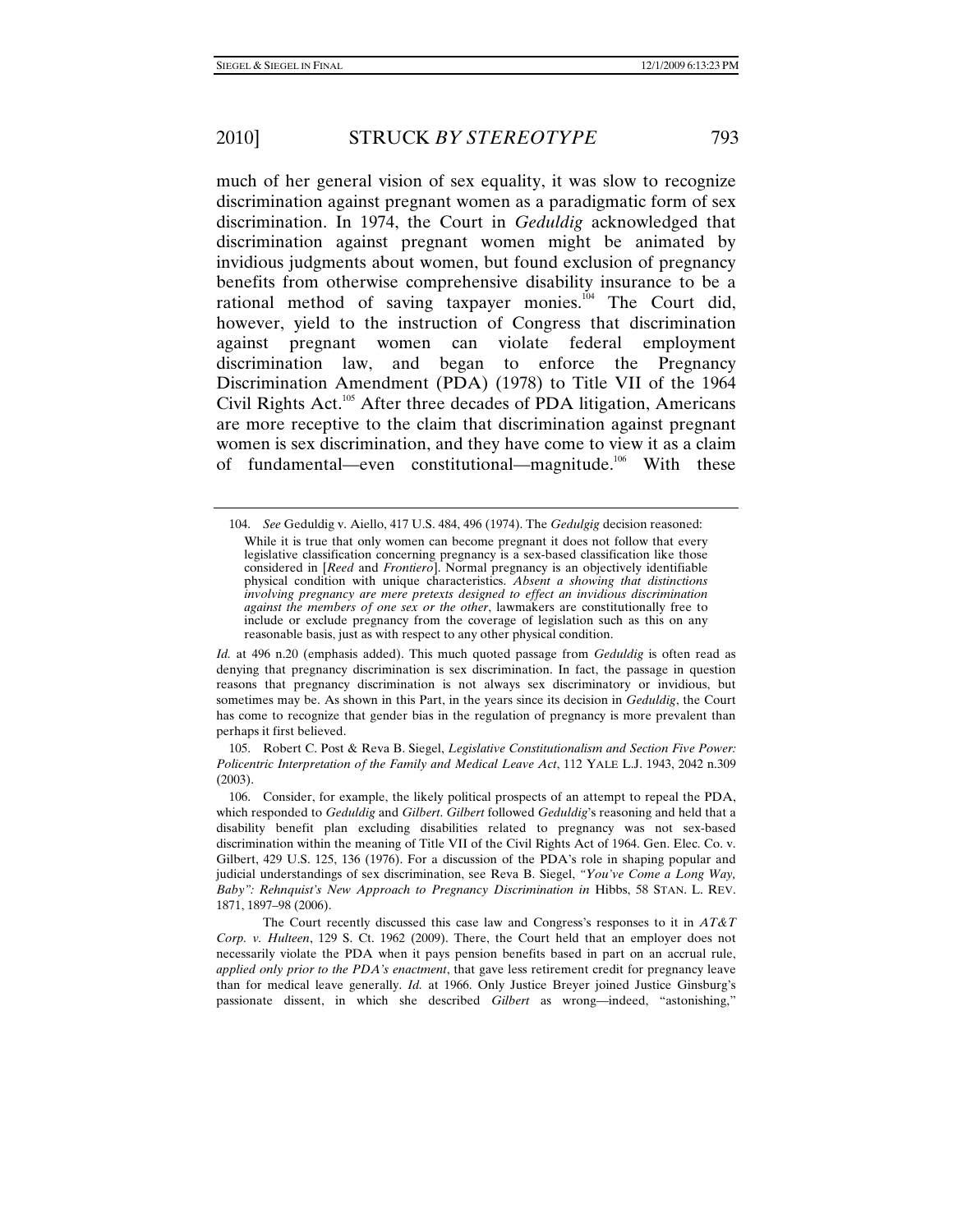much of her general vision of sex equality, it was slow to recognize discrimination against pregnant women as a paradigmatic form of sex discrimination. In 1974, the Court in *Geduldig* acknowledged that discrimination against pregnant women might be animated by invidious judgments about women, but found exclusion of pregnancy benefits from otherwise comprehensive disability insurance to be a rational method of saving taxpayer monies.[104] The Court did, however, yield to the instruction of Congress that discrimination against pregnant women can violate federal employment discrimination law, and began to enforce the Pregnancy Discrimination Amendment (PDA) (1978) to Title VII of the 1964 Civil Rights Act.[105] After three decades of PDA litigation, Americans are more receptive to the claim that discrimination against pregnant women is sex discrimination, and they have come to view it as a claim of fundamental—even constitutional—magnitude.[106] With these

---

104. *See* Geduldig v. Aiello, 417 U.S. 484, 496 (1974). The *Gedulgig* decision reasoned:

> While it is true that only women can become pregnant it does not follow that every legislative classification concerning pregnancy is a sex-based classification like those considered in [*Reed* and *Frontiero*]. Normal pregnancy is an objectively identifiable physical condition with unique characteristics. *Absent a showing that distinctions involving pregnancy are mere pretexts designed to effect an invidious discrimination against the members of one sex or the other*, lawmakers are constitutionally free to include or exclude pregnancy from the coverage of legislation such as this on any reasonable basis, just as with respect to any other physical condition.

*Id.* at 496 n.20 (emphasis added). This much quoted passage from *Geduldig* is often read as denying that pregnancy discrimination is sex discrimination. In fact, the passage in question reasons that pregnancy discrimination is not always sex discriminatory or invidious, but sometimes may be. As shown in this Part, in the years since its decision in *Geduldig*, the Court has come to recognize that gender bias in the regulation of pregnancy is more prevalent than perhaps it first believed.

105. Robert C. Post & Reva B. Siegel, *Legislative Constitutionalism and Section Five Power: Policentric Interpretation of the Family and Medical Leave Act*, 112 YALE L.J. 1943, 2042 n.309 (2003).

106. Consider, for example, the likely political prospects of an attempt to repeal the PDA, which responded to *Geduldig* and *Gilbert*. *Gilbert* followed *Geduldig*'s reasoning and held that a disability benefit plan excluding disabilities related to pregnancy was not sex-based discrimination within the meaning of Title VII of the Civil Rights Act of 1964. Gen. Elec. Co. v. Gilbert, 429 U.S. 125, 136 (1976). For a discussion of the PDA's role in shaping popular and judicial understandings of sex discrimination, see Reva B. Siegel, *"You've Come a Long Way, Baby": Rehnquist's New Approach to Pregnancy Discrimination in* Hibbs, 58 STAN. L. REV. 1871, 1897–98 (2006).

The Court recently discussed this case law and Congress's responses to it in *AT&T Corp. v. Hulteen*, 129 S. Ct. 1962 (2009). There, the Court held that an employer does not necessarily violate the PDA when it pays pension benefits based in part on an accrual rule, *applied only prior to the PDA's enactment*, that gave less retirement credit for pregnancy leave than for medical leave generally. *Id.* at 1966. Only Justice Breyer joined Justice Ginsburg's passionate dissent, in which she described *Gilbert* as wrong—indeed, "astonishing,"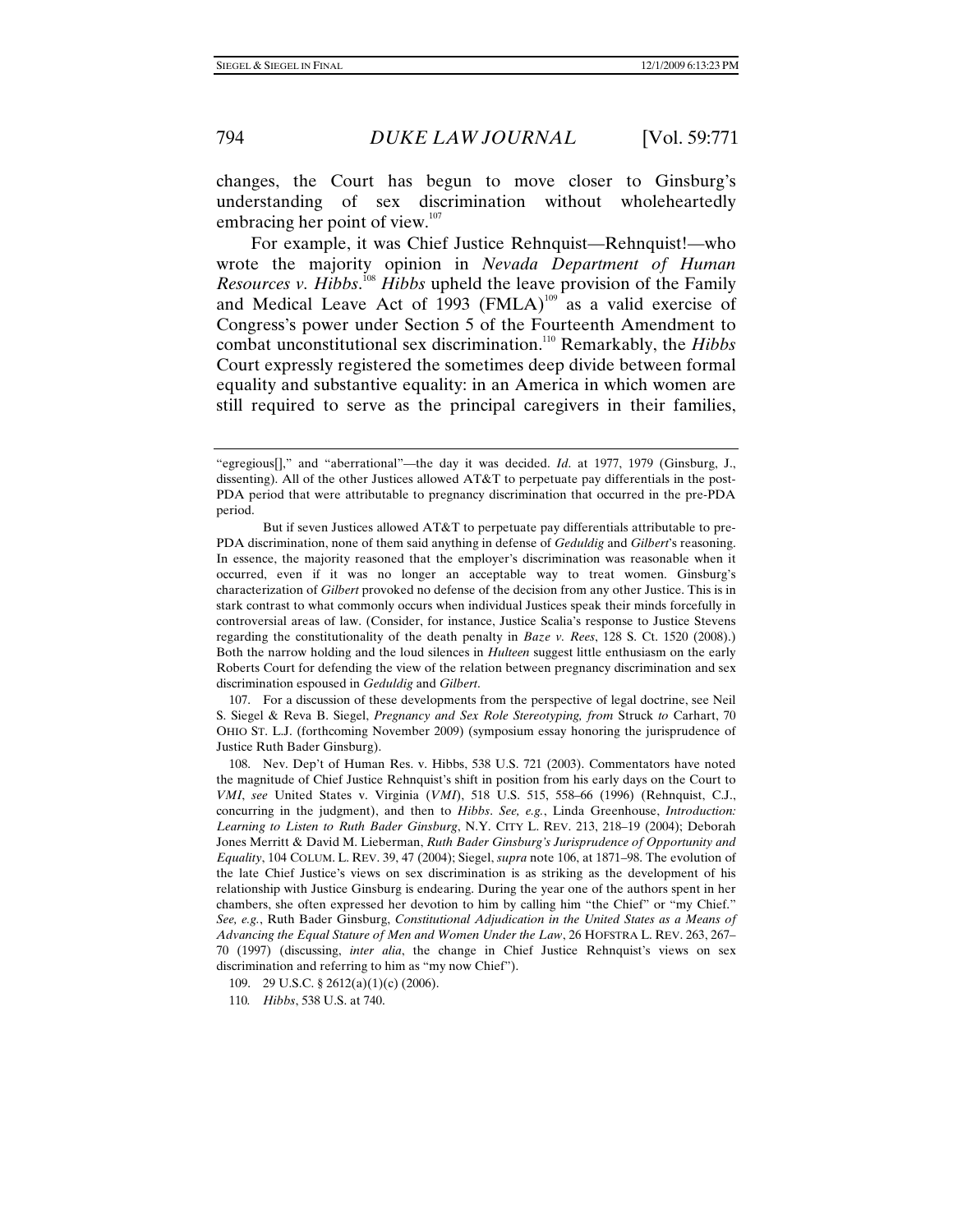changes, the Court has begun to move closer to Ginsburg's understanding of sex discrimination without wholeheartedly embracing her point of view.[107]

For example, it was Chief Justice Rehnquist—Rehnquist!—who wrote the majority opinion in *Nevada Department of Human Resources v. Hibbs*.[108] *Hibbs* upheld the leave provision of the Family and Medical Leave Act of 1993 (FMLA)[109] as a valid exercise of Congress's power under Section 5 of the Fourteenth Amendment to combat unconstitutional sex discrimination.[110] Remarkably, the *Hibbs* Court expressly registered the sometimes deep divide between formal equality and substantive equality: in an America in which women are still required to serve as the principal caregivers in their families,

---

"egregious[]," and "aberrational"—the day it was decided. *Id*. at 1977, 1979 (Ginsburg, J., dissenting). All of the other Justices allowed AT&T to perpetuate pay differentials in the post-PDA period that were attributable to pregnancy discrimination that occurred in the pre-PDA period.

But if seven Justices allowed AT&T to perpetuate pay differentials attributable to pre-PDA discrimination, none of them said anything in defense of *Geduldig* and *Gilbert*'s reasoning. In essence, the majority reasoned that the employer's discrimination was reasonable when it occurred, even if it was no longer an acceptable way to treat women. Ginsburg's characterization of *Gilbert* provoked no defense of the decision from any other Justice. This is in stark contrast to what commonly occurs when individual Justices speak their minds forcefully in controversial areas of law. (Consider, for instance, Justice Scalia's response to Justice Stevens regarding the constitutionality of the death penalty in *Baze v. Rees*, 128 S. Ct. 1520 (2008).) Both the narrow holding and the loud silences in *Hulteen* suggest little enthusiasm on the early Roberts Court for defending the view of the relation between pregnancy discrimination and sex discrimination espoused in *Geduldig* and *Gilbert*.

107. For a discussion of these developments from the perspective of legal doctrine, see Neil S. Siegel & Reva B. Siegel, *Pregnancy and Sex Role Stereotyping, from* Struck *to* Carhart, 70 OHIO ST. L.J. (forthcoming November 2009) (symposium essay honoring the jurisprudence of Justice Ruth Bader Ginsburg).

108. Nev. Dep't of Human Res. v. Hibbs, 538 U.S. 721 (2003). Commentators have noted the magnitude of Chief Justice Rehnquist's shift in position from his early days on the Court to *VMI*, *see* United States v. Virginia (*VMI*), 518 U.S. 515, 558–66 (1996) (Rehnquist, C.J., concurring in the judgment), and then to *Hibbs*. *See, e.g.*, Linda Greenhouse, *Introduction: Learning to Listen to Ruth Bader Ginsburg*, N.Y. CITY L. REV. 213, 218–19 (2004); Deborah Jones Merritt & David M. Lieberman, *Ruth Bader Ginsburg's Jurisprudence of Opportunity and Equality*, 104 COLUM. L. REV. 39, 47 (2004); Siegel, *supra* note 106, at 1871–98. The evolution of the late Chief Justice's views on sex discrimination is as striking as the development of his relationship with Justice Ginsburg is endearing. During the year one of the authors spent in her chambers, she often expressed her devotion to him by calling him "the Chief" or "my Chief." *See, e.g.*, Ruth Bader Ginsburg, *Constitutional Adjudication in the United States as a Means of Advancing the Equal Stature of Men and Women Under the Law*, 26 HOFSTRA L. REV. 263, 267–70 (1997) (discussing, *inter alia*, the change in Chief Justice Rehnquist's views on sex discrimination and referring to him as "my now Chief").

109. 29 U.S.C. § 2612(a)(1)(c) (2006).

110. *Hibbs*, 538 U.S. at 740.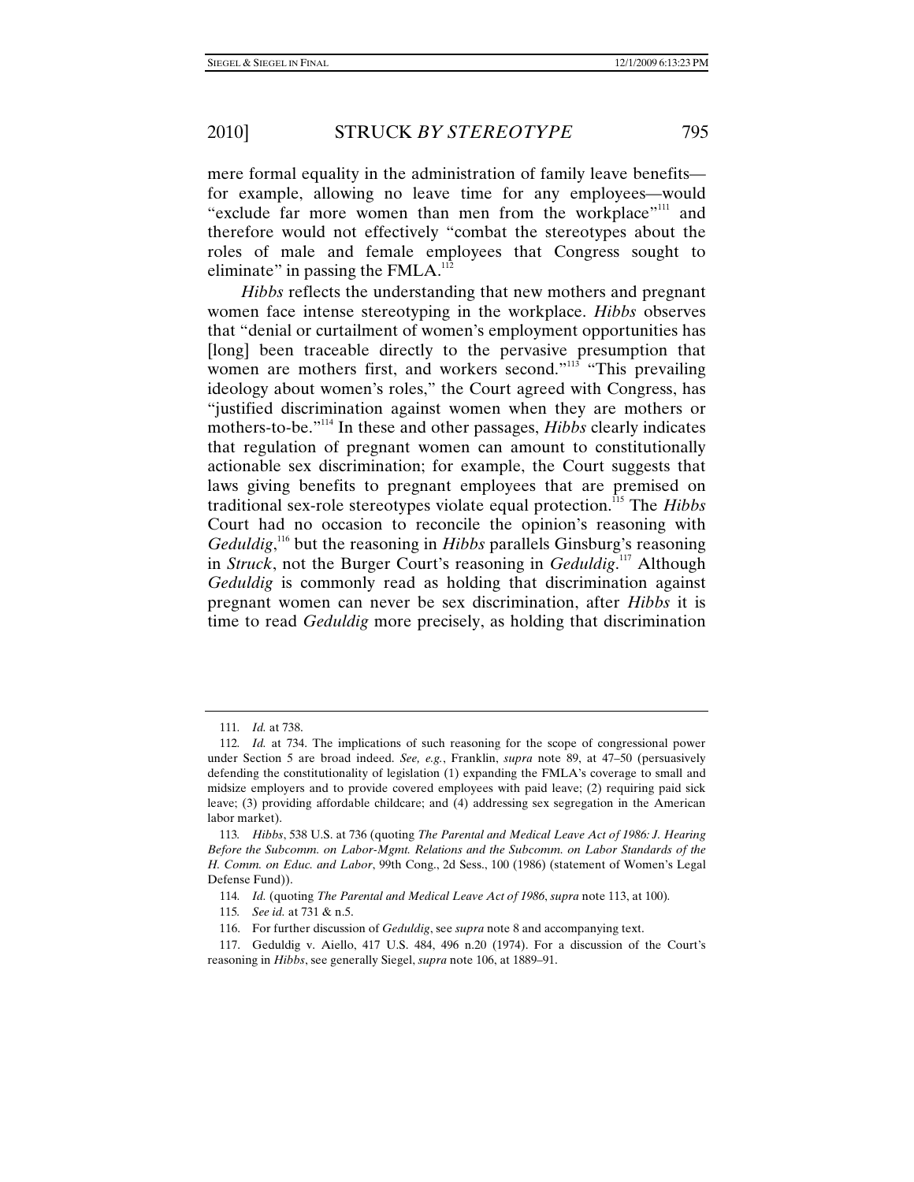mere formal equality in the administration of family leave benefits—for example, allowing no leave time for any employees—would "exclude far more women than men from the workplace"[111] and therefore would not effectively "combat the stereotypes about the roles of male and female employees that Congress sought to eliminate" in passing the FMLA.[112]

*Hibbs* reflects the understanding that new mothers and pregnant women face intense stereotyping in the workplace. *Hibbs* observes that "denial or curtailment of women's employment opportunities has [long] been traceable directly to the pervasive presumption that women are mothers first, and workers second."[113] "This prevailing ideology about women's roles," the Court agreed with Congress, has "justified discrimination against women when they are mothers or mothers-to-be."[114] In these and other passages, *Hibbs* clearly indicates that regulation of pregnant women can amount to constitutionally actionable sex discrimination; for example, the Court suggests that laws giving benefits to pregnant employees that are premised on traditional sex-role stereotypes violate equal protection.[115] The *Hibbs* Court had no occasion to reconcile the opinion's reasoning with *Geduldig*,[116] but the reasoning in *Hibbs* parallels Ginsburg's reasoning in *Struck*, not the Burger Court's reasoning in *Geduldig*.[117] Although *Geduldig* is commonly read as holding that discrimination against pregnant women can never be sex discrimination, after *Hibbs* it is time to read *Geduldig* more precisely, as holding that discrimination

---

111. *Id.* at 738.

112. *Id.* at 734. The implications of such reasoning for the scope of congressional power under Section 5 are broad indeed. *See, e.g.*, Franklin, *supra* note 89, at 47–50 (persuasively defending the constitutionality of legislation (1) expanding the FMLA's coverage to small and midsize employers and to provide covered employees with paid leave; (2) requiring paid sick leave; (3) providing affordable childcare; and (4) addressing sex segregation in the American labor market).

113. *Hibbs*, 538 U.S. at 736 (quoting *The Parental and Medical Leave Act of 1986: J. Hearing Before the Subcomm. on Labor-Mgmt. Relations and the Subcomm. on Labor Standards of the H. Comm. on Educ. and Labor*, 99th Cong., 2d Sess., 100 (1986) (statement of Women's Legal Defense Fund)).

114. *Id.* (quoting *The Parental and Medical Leave Act of 1986*, *supra* note 113, at 100).

115. *See id.* at 731 & n.5.

116. For further discussion of *Geduldig*, see *supra* note 8 and accompanying text.

117. Geduldig v. Aiello, 417 U.S. 484, 496 n.20 (1974). For a discussion of the Court's reasoning in *Hibbs*, see generally Siegel, *supra* note 106, at 1889–91.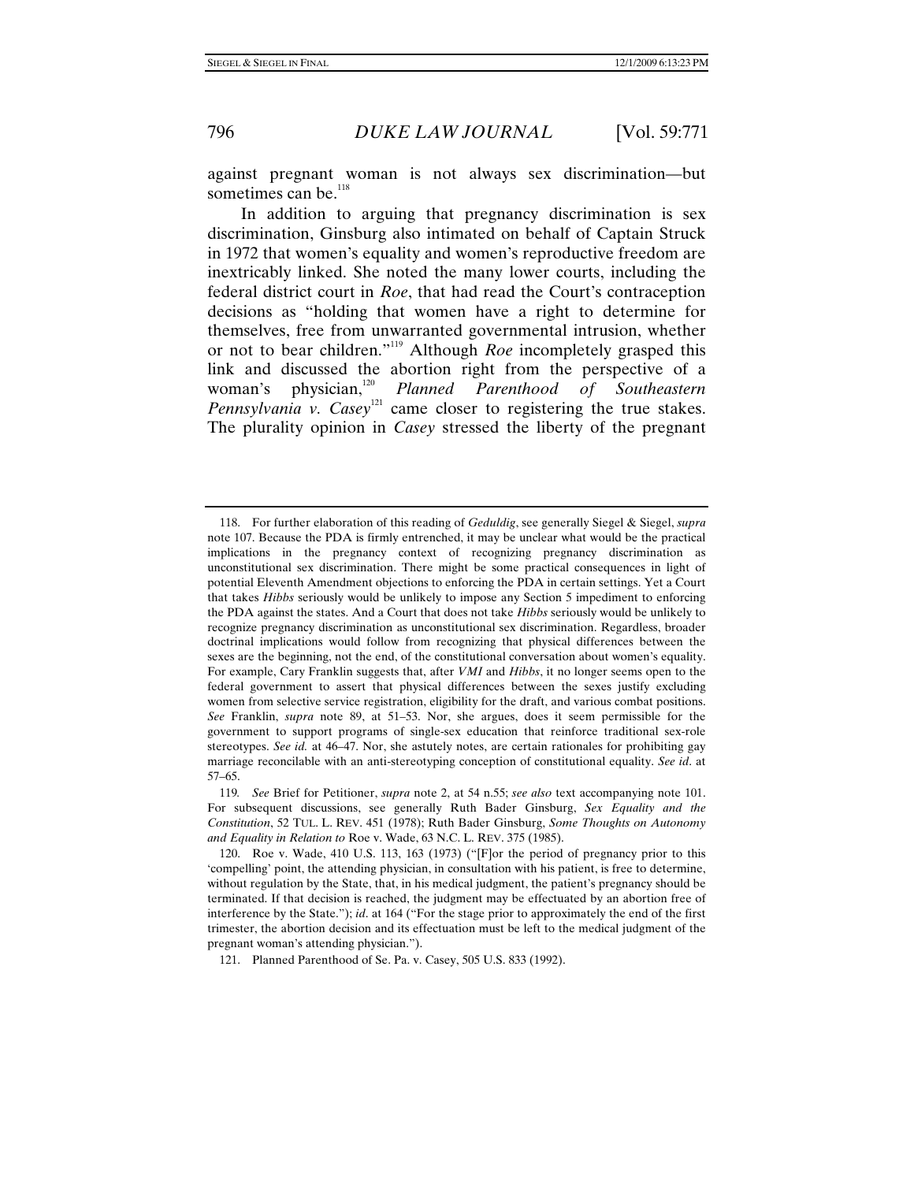against pregnant woman is not always sex discrimination—but sometimes can be.[118]

In addition to arguing that pregnancy discrimination is sex discrimination, Ginsburg also intimated on behalf of Captain Struck in 1972 that women's equality and women's reproductive freedom are inextricably linked. She noted the many lower courts, including the federal district court in *Roe*, that had read the Court's contraception decisions as "holding that women have a right to determine for themselves, free from unwarranted governmental intrusion, whether or not to bear children."[119] Although *Roe* incompletely grasped this link and discussed the abortion right from the perspective of a woman's physician,[120] *Planned Parenthood of Southeastern Pennsylvania v. Casey*[121] came closer to registering the true stakes. The plurality opinion in *Casey* stressed the liberty of the pregnant

---

118. For further elaboration of this reading of *Geduldig*, see generally Siegel & Siegel, *supra* note 107. Because the PDA is firmly entrenched, it may be unclear what would be the practical implications in the pregnancy context of recognizing pregnancy discrimination as unconstitutional sex discrimination. There might be some practical consequences in light of potential Eleventh Amendment objections to enforcing the PDA in certain settings. Yet a Court that takes *Hibbs* seriously would be unlikely to impose any Section 5 impediment to enforcing the PDA against the states. And a Court that does not take *Hibbs* seriously would be unlikely to recognize pregnancy discrimination as unconstitutional sex discrimination. Regardless, broader doctrinal implications would follow from recognizing that physical differences between the sexes are the beginning, not the end, of the constitutional conversation about women's equality. For example, Cary Franklin suggests that, after *VMI* and *Hibbs*, it no longer seems open to the federal government to assert that physical differences between the sexes justify excluding women from selective service registration, eligibility for the draft, and various combat positions. *See* Franklin, *supra* note 89, at 51–53. Nor, she argues, does it seem permissible for the government to support programs of single-sex education that reinforce traditional sex-role stereotypes. *See id.* at 46–47. Nor, she astutely notes, are certain rationales for prohibiting gay marriage reconcilable with an anti-stereotyping conception of constitutional equality. *See id*. at 57–65.

119. *See* Brief for Petitioner, *supra* note 2, at 54 n.55; *see also* text accompanying note 101. For subsequent discussions, see generally Ruth Bader Ginsburg, *Sex Equality and the Constitution*, 52 TUL. L. REV. 451 (1978); Ruth Bader Ginsburg, *Some Thoughts on Autonomy and Equality in Relation to* Roe v. Wade, 63 N.C. L. REV. 375 (1985).

120. Roe v. Wade, 410 U.S. 113, 163 (1973) ("[F]or the period of pregnancy prior to this 'compelling' point, the attending physician, in consultation with his patient, is free to determine, without regulation by the State, that, in his medical judgment, the patient's pregnancy should be terminated. If that decision is reached, the judgment may be effectuated by an abortion free of interference by the State."); *id*. at 164 ("For the stage prior to approximately the end of the first trimester, the abortion decision and its effectuation must be left to the medical judgment of the pregnant woman's attending physician.").

121. Planned Parenthood of Se. Pa. v. Casey, 505 U.S. 833 (1992).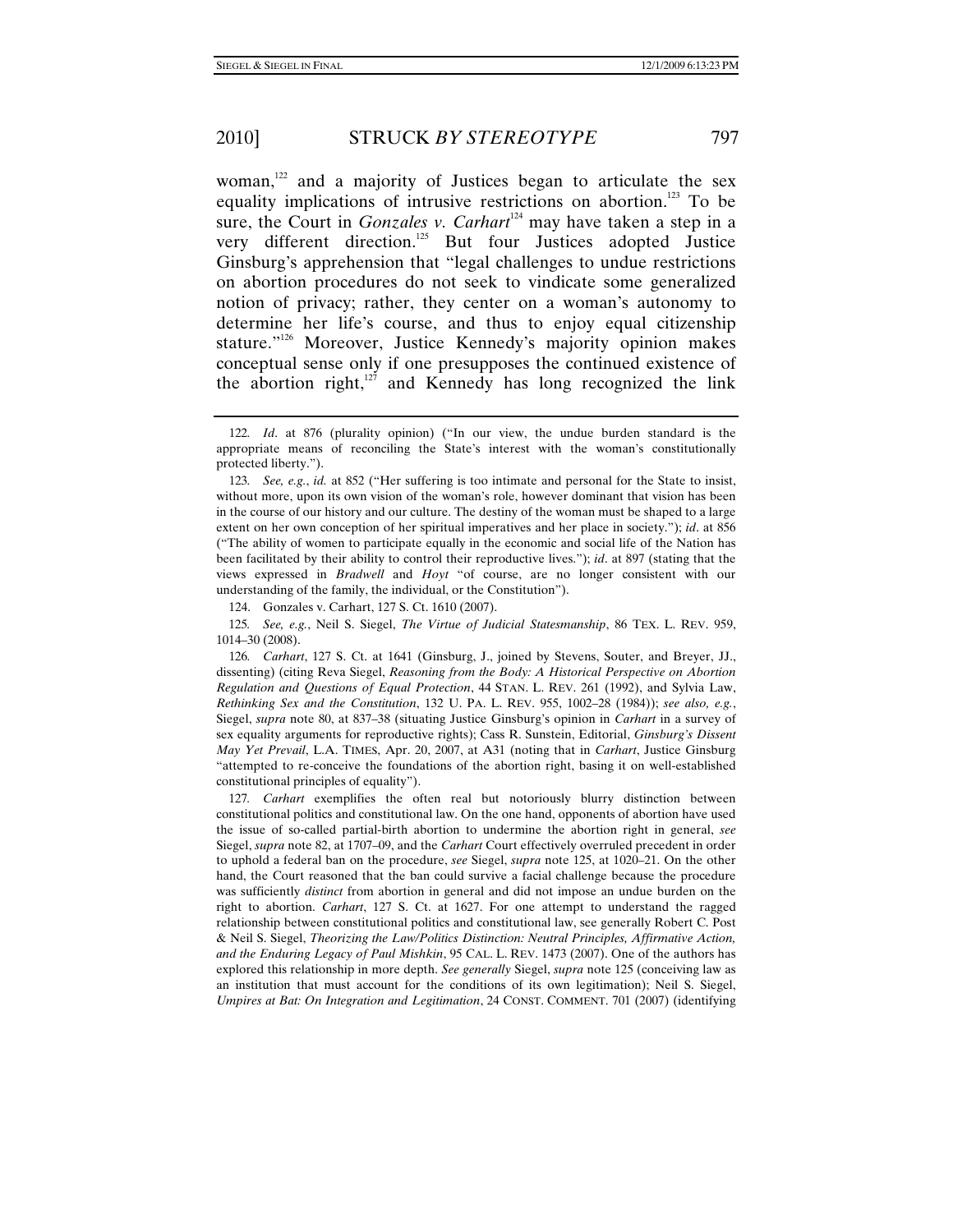woman,[122] and a majority of Justices began to articulate the sex equality implications of intrusive restrictions on abortion.[123] To be sure, the Court in *Gonzales v. Carhart*[124] may have taken a step in a very different direction.[125] But four Justices adopted Justice Ginsburg's apprehension that "legal challenges to undue restrictions on abortion procedures do not seek to vindicate some generalized notion of privacy; rather, they center on a woman's autonomy to determine her life's course, and thus to enjoy equal citizenship stature."[126] Moreover, Justice Kennedy's majority opinion makes conceptual sense only if one presupposes the continued existence of the abortion right,[127] and Kennedy has long recognized the link

---

122. *Id*. at 876 (plurality opinion) ("In our view, the undue burden standard is the appropriate means of reconciling the State's interest with the woman's constitutionally protected liberty.").

123. *See, e.g.*, *id.* at 852 ("Her suffering is too intimate and personal for the State to insist, without more, upon its own vision of the woman's role, however dominant that vision has been in the course of our history and our culture. The destiny of the woman must be shaped to a large extent on her own conception of her spiritual imperatives and her place in society."); *id*. at 856 ("The ability of women to participate equally in the economic and social life of the Nation has been facilitated by their ability to control their reproductive lives."); *id*. at 897 (stating that the views expressed in *Bradwell* and *Hoyt* "of course, are no longer consistent with our understanding of the family, the individual, or the Constitution").

124. Gonzales v. Carhart, 127 S. Ct. 1610 (2007).

125. *See, e.g.*, Neil S. Siegel, *The Virtue of Judicial Statesmanship*, 86 TEX. L. REV. 959, 1014–30 (2008).

126. *Carhart*, 127 S. Ct. at 1641 (Ginsburg, J., joined by Stevens, Souter, and Breyer, JJ., dissenting) (citing Reva Siegel, *Reasoning from the Body: A Historical Perspective on Abortion Regulation and Questions of Equal Protection*, 44 STAN. L. REV. 261 (1992), and Sylvia Law, *Rethinking Sex and the Constitution*, 132 U. PA. L. REV. 955, 1002–28 (1984)); *see also, e.g.*, Siegel, *supra* note 80, at 837–38 (situating Justice Ginsburg's opinion in *Carhart* in a survey of sex equality arguments for reproductive rights); Cass R. Sunstein, Editorial, *Ginsburg's Dissent May Yet Prevail*, L.A. TIMES, Apr. 20, 2007, at A31 (noting that in *Carhart*, Justice Ginsburg "attempted to re-conceive the foundations of the abortion right, basing it on well-established constitutional principles of equality").

127. *Carhart* exemplifies the often real but notoriously blurry distinction between constitutional politics and constitutional law. On the one hand, opponents of abortion have used the issue of so-called partial-birth abortion to undermine the abortion right in general, *see* Siegel, *supra* note 82, at 1707–09, and the *Carhart* Court effectively overruled precedent in order to uphold a federal ban on the procedure, *see* Siegel, *supra* note 125, at 1020–21. On the other hand, the Court reasoned that the ban could survive a facial challenge because the procedure was sufficiently *distinct* from abortion in general and did not impose an undue burden on the right to abortion. *Carhart*, 127 S. Ct. at 1627. For one attempt to understand the ragged relationship between constitutional politics and constitutional law, see generally Robert C. Post & Neil S. Siegel, *Theorizing the Law/Politics Distinction: Neutral Principles, Affirmative Action, and the Enduring Legacy of Paul Mishkin*, 95 CAL. L. REV. 1473 (2007). One of the authors has explored this relationship in more depth. *See generally* Siegel, *supra* note 125 (conceiving law as an institution that must account for the conditions of its own legitimation); Neil S. Siegel, *Umpires at Bat: On Integration and Legitimation*, 24 CONST. COMMENT. 701 (2007) (identifying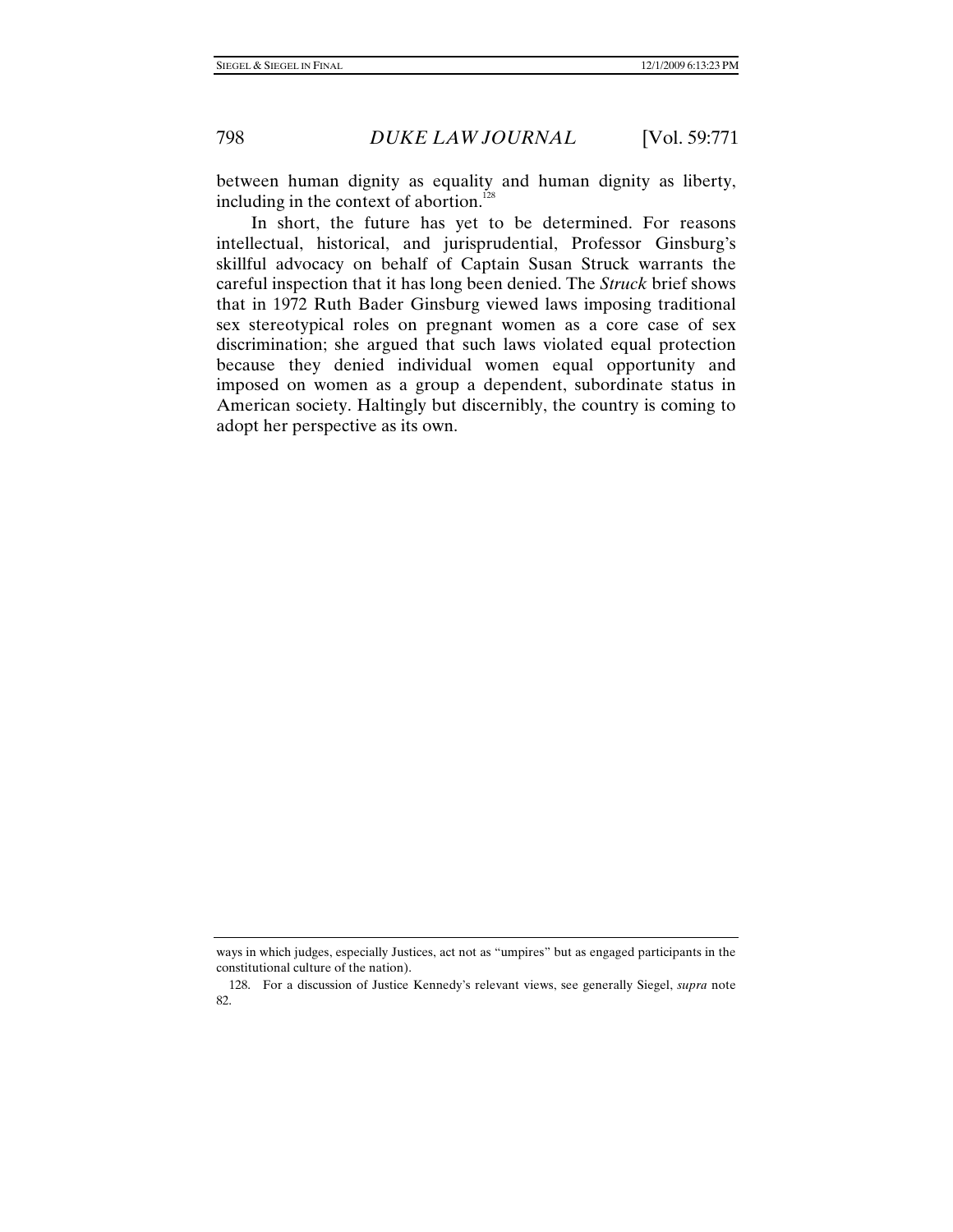between human dignity as equality and human dignity as liberty, including in the context of abortion.[128]

In short, the future has yet to be determined. For reasons intellectual, historical, and jurisprudential, Professor Ginsburg's skillful advocacy on behalf of Captain Susan Struck warrants the careful inspection that it has long been denied. The *Struck* brief shows that in 1972 Ruth Bader Ginsburg viewed laws imposing traditional sex stereotypical roles on pregnant women as a core case of sex discrimination; she argued that such laws violated equal protection because they denied individual women equal opportunity and imposed on women as a group a dependent, subordinate status in American society. Haltingly but discernibly, the country is coming to adopt her perspective as its own.

---

ways in which judges, especially Justices, act not as "umpires" but as engaged participants in the constitutional culture of the nation).

128. For a discussion of Justice Kennedy's relevant views, see generally Siegel, *supra* note 82.